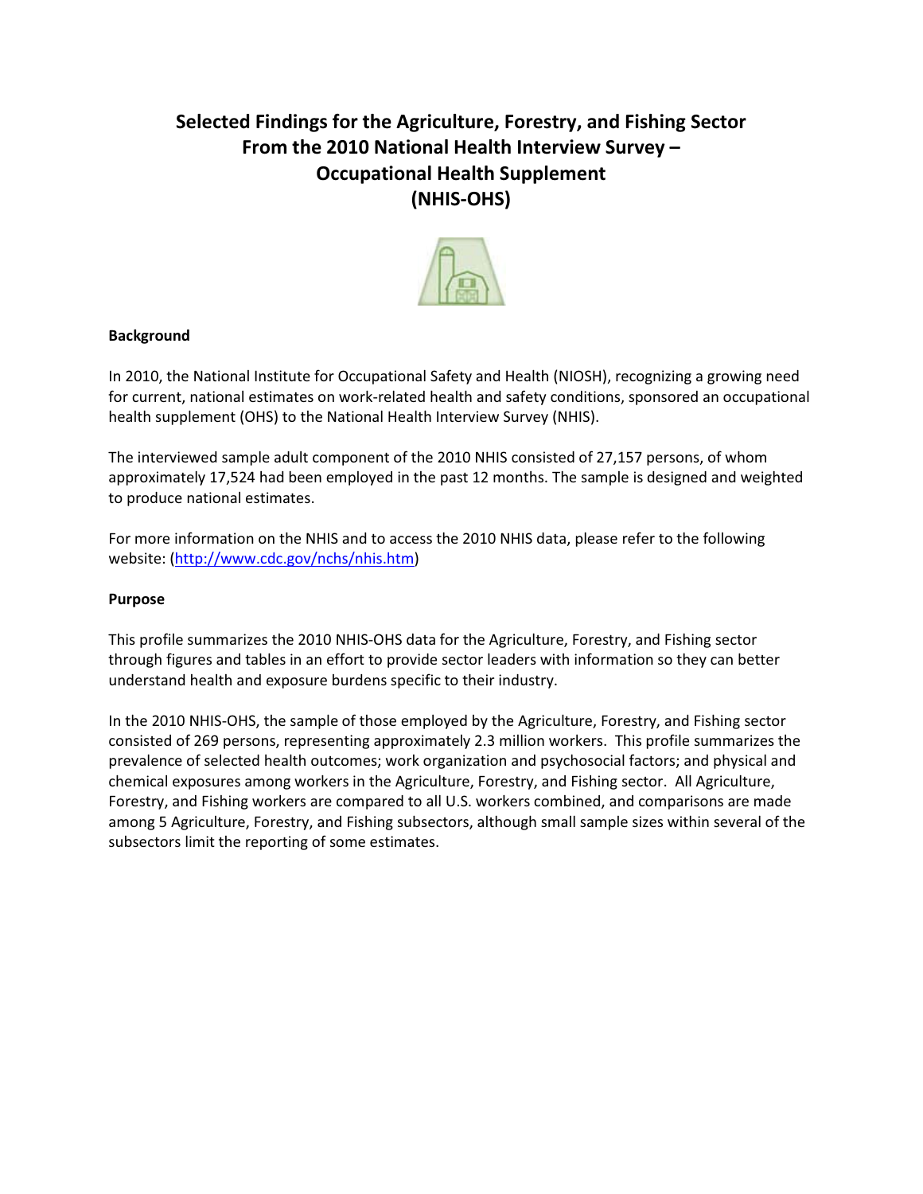# Selected Findings for the Agriculture, Forestry, and Fishing Sector From the 2010 National Health Interview Survey – Occupational Health Supplement (NHIS-OHS)

## Background

In 2010, the National Institute for Occupational Safety and Health (NIOSH), recognizing a growing need for current, national estimates on work-related health and safety conditions, sponsored an occupational health supplement (OHS) to the National Health Interview Survey (NHIS).

The interviewed sample adult component of the 2010 NHIS consisted of 27,157 persons, of whom approximately 17,524 had been employed in the past 12 months. The sample is designed and weighted to produce national estimates.

For more information on the NHIS and to access the 2010 NHIS data, please refer to the following website: (http://www.cdc.gov/nchs/nhis.htm)

## Purpose

This profile summarizes the 2010 NHIS-OHS data for the Agriculture, Forestry, and Fishing sector through figures and tables in an effort to provide sector leaders with information so they can better understand health and exposure burdens specific to their industry.

In the 2010 NHIS-OHS, the sample of those employed by the Agriculture, Forestry, and Fishing sector consisted of 269 persons, representing approximately 2.3 million workers. This profile summarizes the prevalence of selected health outcomes; work organization and psychosocial factors; and physical and chemical exposures among workers in the Agriculture, Forestry, and Fishing sector. All Agriculture, Forestry, and Fishing workers are compared to all U.S. workers combined, and comparisons are made among 5 Agriculture, Forestry, and Fishing subsectors, although small sample sizes within several of the subsectors limit the reporting of some estimates.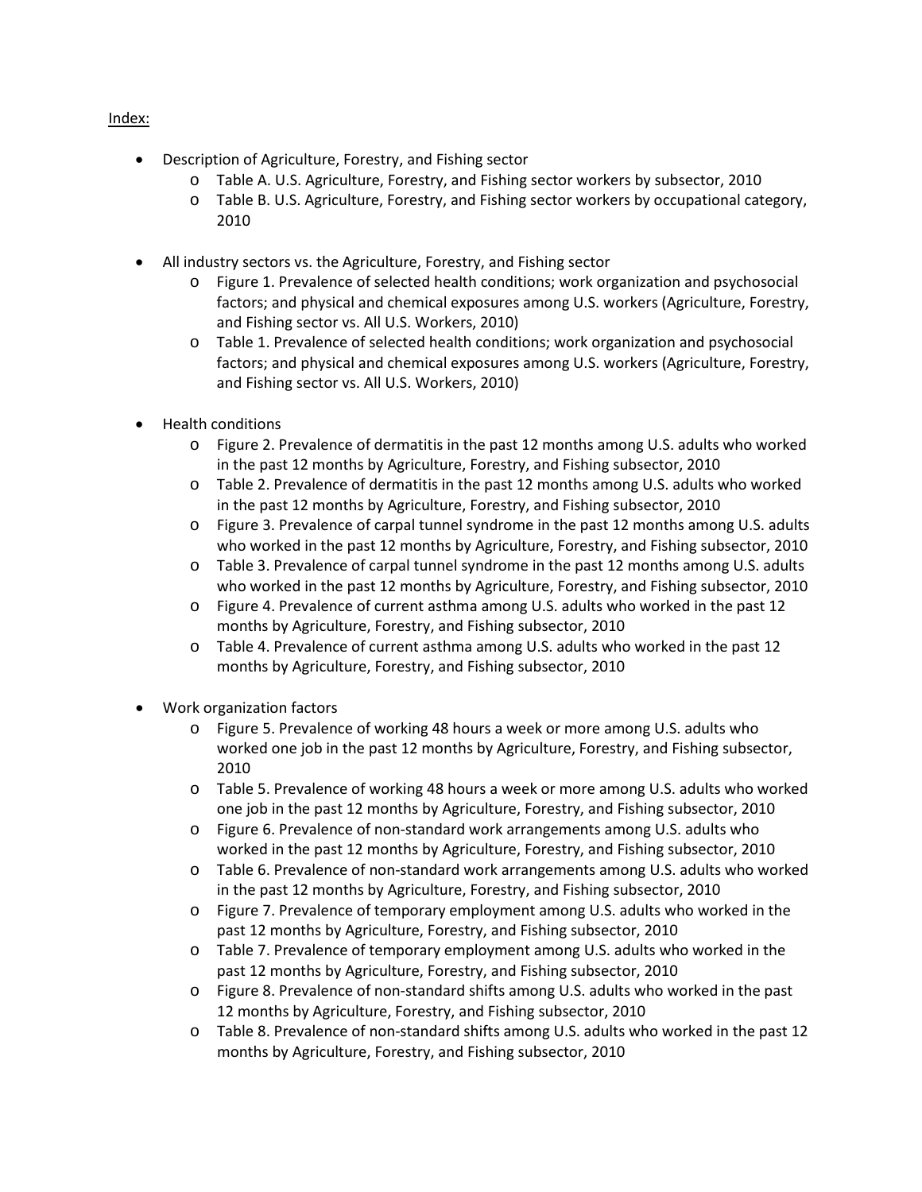Index:

- Description of Agriculture, Forestry, and Fishing sector
  - Table A. U.S. Agriculture, Forestry, and Fishing sector workers by subsector, 2010
  - Table B. U.S. Agriculture, Forestry, and Fishing sector workers by occupational category, 2010
- All industry sectors vs. the Agriculture, Forestry, and Fishing sector
  - Figure 1. Prevalence of selected health conditions; work organization and psychosocial factors; and physical and chemical exposures among U.S. workers (Agriculture, Forestry, and Fishing sector vs. All U.S. Workers, 2010)
  - Table 1. Prevalence of selected health conditions; work organization and psychosocial factors; and physical and chemical exposures among U.S. workers (Agriculture, Forestry, and Fishing sector vs. All U.S. Workers, 2010)
- Health conditions
  - Figure 2. Prevalence of dermatitis in the past 12 months among U.S. adults who worked in the past 12 months by Agriculture, Forestry, and Fishing subsector, 2010
  - Table 2. Prevalence of dermatitis in the past 12 months among U.S. adults who worked in the past 12 months by Agriculture, Forestry, and Fishing subsector, 2010
  - Figure 3. Prevalence of carpal tunnel syndrome in the past 12 months among U.S. adults who worked in the past 12 months by Agriculture, Forestry, and Fishing subsector, 2010
  - Table 3. Prevalence of carpal tunnel syndrome in the past 12 months among U.S. adults who worked in the past 12 months by Agriculture, Forestry, and Fishing subsector, 2010
  - Figure 4. Prevalence of current asthma among U.S. adults who worked in the past 12 months by Agriculture, Forestry, and Fishing subsector, 2010
  - Table 4. Prevalence of current asthma among U.S. adults who worked in the past 12 months by Agriculture, Forestry, and Fishing subsector, 2010
- Work organization factors
  - Figure 5. Prevalence of working 48 hours a week or more among U.S. adults who worked one job in the past 12 months by Agriculture, Forestry, and Fishing subsector, 2010
  - Table 5. Prevalence of working 48 hours a week or more among U.S. adults who worked one job in the past 12 months by Agriculture, Forestry, and Fishing subsector, 2010
  - Figure 6. Prevalence of non-standard work arrangements among U.S. adults who worked in the past 12 months by Agriculture, Forestry, and Fishing subsector, 2010
  - Table 6. Prevalence of non-standard work arrangements among U.S. adults who worked in the past 12 months by Agriculture, Forestry, and Fishing subsector, 2010
  - Figure 7. Prevalence of temporary employment among U.S. adults who worked in the past 12 months by Agriculture, Forestry, and Fishing subsector, 2010
  - Table 7. Prevalence of temporary employment among U.S. adults who worked in the past 12 months by Agriculture, Forestry, and Fishing subsector, 2010
  - Figure 8. Prevalence of non-standard shifts among U.S. adults who worked in the past 12 months by Agriculture, Forestry, and Fishing subsector, 2010
  - Table 8. Prevalence of non-standard shifts among U.S. adults who worked in the past 12 months by Agriculture, Forestry, and Fishing subsector, 2010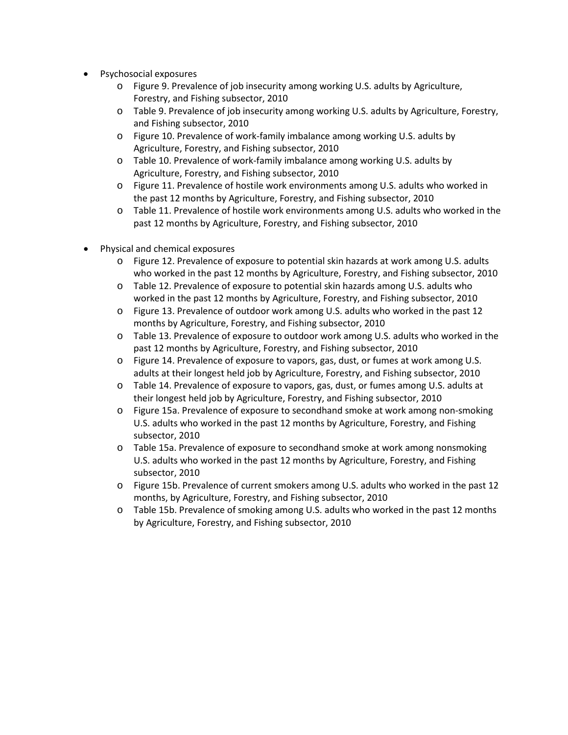- Psychosocial exposures
  - Figure 9. Prevalence of job insecurity among working U.S. adults by Agriculture, Forestry, and Fishing subsector, 2010
  - Table 9. Prevalence of job insecurity among working U.S. adults by Agriculture, Forestry, and Fishing subsector, 2010
  - Figure 10. Prevalence of work-family imbalance among working U.S. adults by Agriculture, Forestry, and Fishing subsector, 2010
  - Table 10. Prevalence of work-family imbalance among working U.S. adults by Agriculture, Forestry, and Fishing subsector, 2010
  - Figure 11. Prevalence of hostile work environments among U.S. adults who worked in the past 12 months by Agriculture, Forestry, and Fishing subsector, 2010
  - Table 11. Prevalence of hostile work environments among U.S. adults who worked in the past 12 months by Agriculture, Forestry, and Fishing subsector, 2010

- Physical and chemical exposures
  - Figure 12. Prevalence of exposure to potential skin hazards at work among U.S. adults who worked in the past 12 months by Agriculture, Forestry, and Fishing subsector, 2010
  - Table 12. Prevalence of exposure to potential skin hazards among U.S. adults who worked in the past 12 months by Agriculture, Forestry, and Fishing subsector, 2010
  - Figure 13. Prevalence of outdoor work among U.S. adults who worked in the past 12 months by Agriculture, Forestry, and Fishing subsector, 2010
  - Table 13. Prevalence of exposure to outdoor work among U.S. adults who worked in the past 12 months by Agriculture, Forestry, and Fishing subsector, 2010
  - Figure 14. Prevalence of exposure to vapors, gas, dust, or fumes at work among U.S. adults at their longest held job by Agriculture, Forestry, and Fishing subsector, 2010
  - Table 14. Prevalence of exposure to vapors, gas, dust, or fumes among U.S. adults at their longest held job by Agriculture, Forestry, and Fishing subsector, 2010
  - Figure 15a. Prevalence of exposure to secondhand smoke at work among non-smoking U.S. adults who worked in the past 12 months by Agriculture, Forestry, and Fishing subsector, 2010
  - Table 15a. Prevalence of exposure to secondhand smoke at work among nonsmoking U.S. adults who worked in the past 12 months by Agriculture, Forestry, and Fishing subsector, 2010
  - Figure 15b. Prevalence of current smokers among U.S. adults who worked in the past 12 months, by Agriculture, Forestry, and Fishing subsector, 2010
  - Table 15b. Prevalence of smoking among U.S. adults who worked in the past 12 months by Agriculture, Forestry, and Fishing subsector, 2010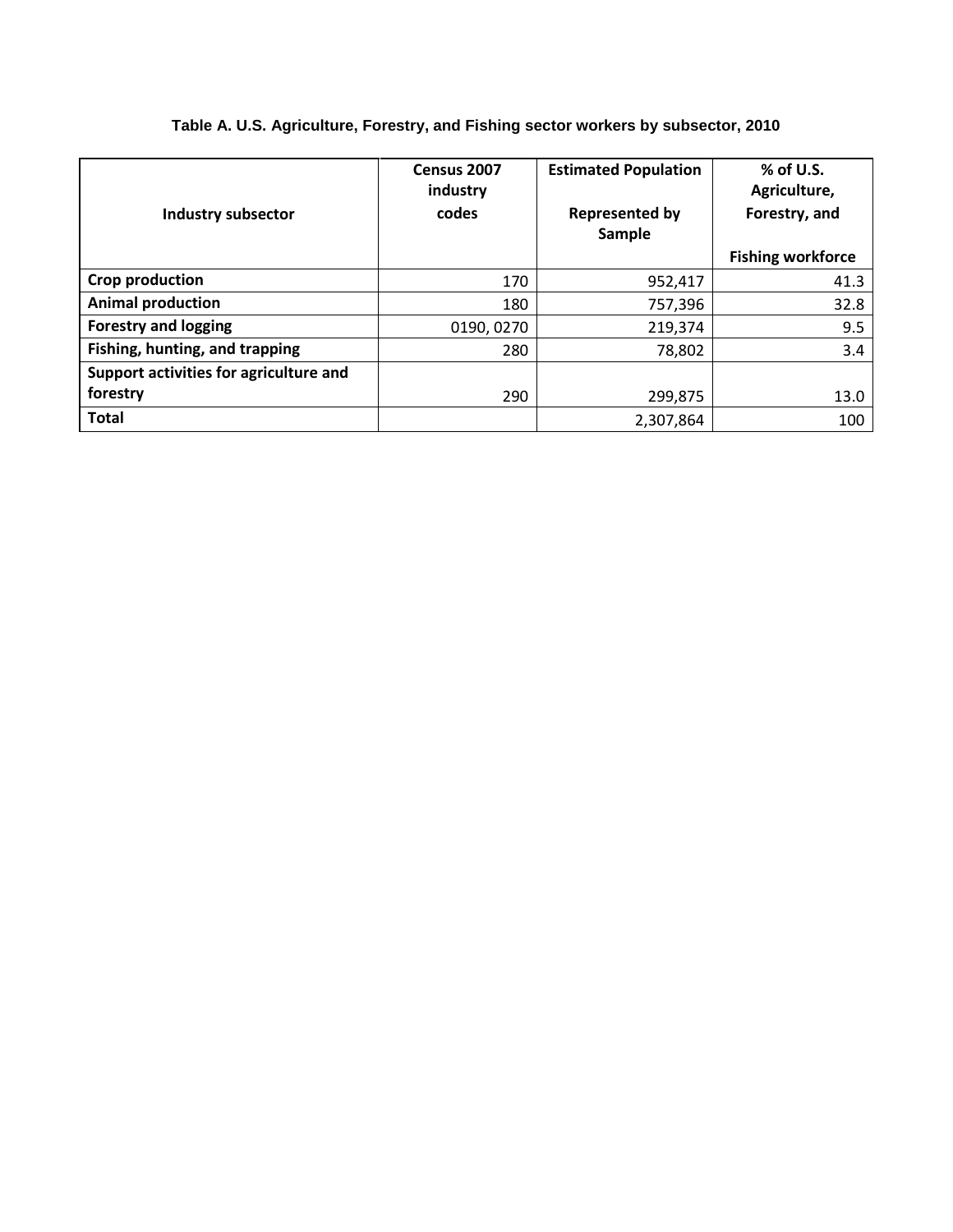**Table A. U.S. Agriculture, Forestry, and Fishing sector workers by subsector, 2010**

| Industry subsector | Census 2007 industry codes | Estimated Population Represented by Sample | % of U.S. Agriculture, Forestry, and Fishing workforce |
|---|---|---|---|
| **Crop production** | 170 | 952,417 | 41.3 |
| **Animal production** | 180 | 757,396 | 32.8 |
| **Forestry and logging** | 0190, 0270 | 219,374 | 9.5 |
| **Fishing, hunting, and trapping** | 280 | 78,802 | 3.4 |
| **Support activities for agriculture and forestry** | 290 | 299,875 | 13.0 |
| **Total** | | 2,307,864 | 100 |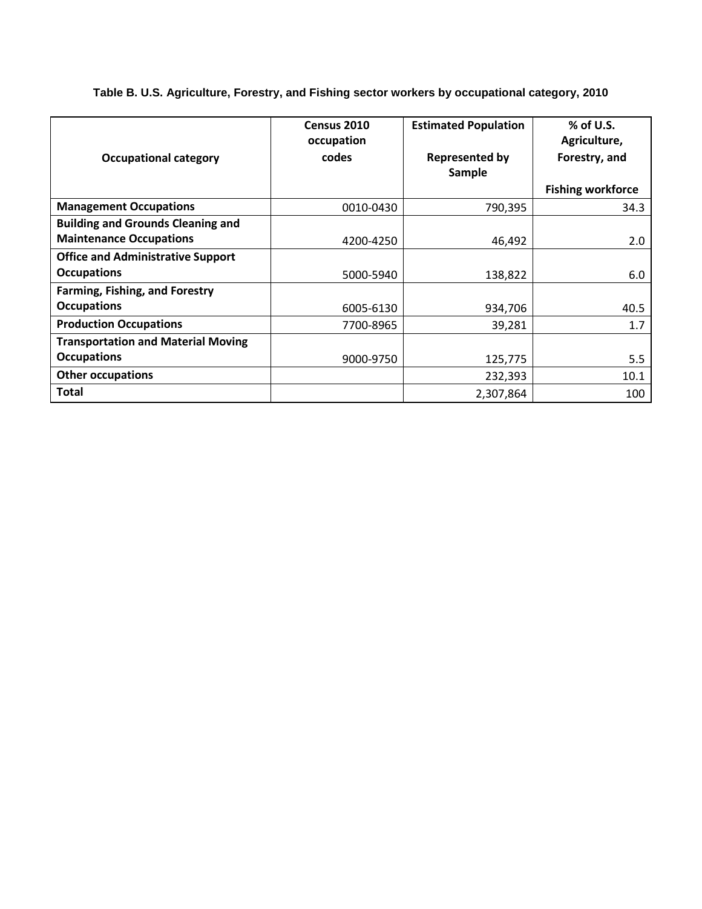**Table B. U.S. Agriculture, Forestry, and Fishing sector workers by occupational category, 2010**

| Occupational category | Census 2010 occupation codes | Estimated Population Represented by Sample | % of U.S. Agriculture, Forestry, and Fishing workforce |
|---|---|---|---|
| **Management Occupations** | 0010-0430 | 790,395 | 34.3 |
| **Building and Grounds Cleaning and Maintenance Occupations** | 4200-4250 | 46,492 | 2.0 |
| **Office and Administrative Support Occupations** | 5000-5940 | 138,822 | 6.0 |
| **Farming, Fishing, and Forestry Occupations** | 6005-6130 | 934,706 | 40.5 |
| **Production Occupations** | 7700-8965 | 39,281 | 1.7 |
| **Transportation and Material Moving Occupations** | 9000-9750 | 125,775 | 5.5 |
| **Other occupations** | | 232,393 | 10.1 |
| **Total** | | 2,307,864 | 100 |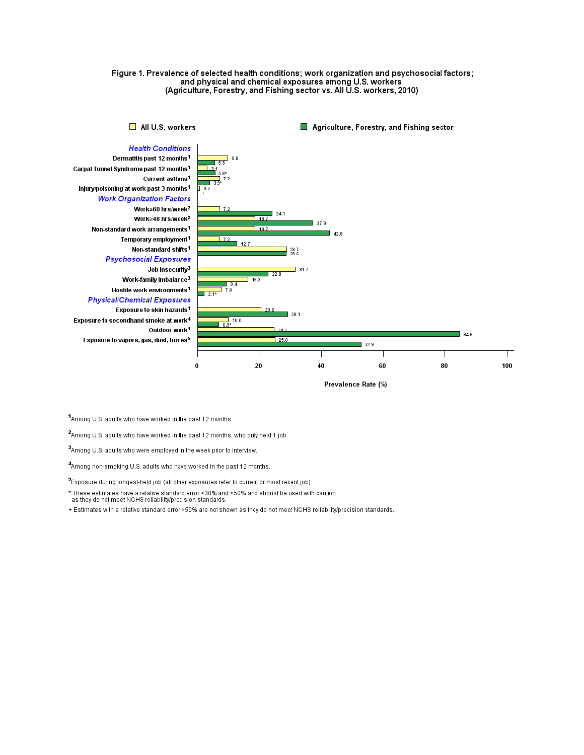**Figure 1. Prevalence of selected health conditions; work organization and psychosocial factors; and physical and chemical exposures among U.S. workers (Agriculture, Forestry, and Fishing sector vs. All U.S. workers, 2010)**

| | All U.S. workers | Agriculture, Forestry, and Fishing sector |
|---|---|---|
| ***Health Conditions*** | | |
| Dermatitis past 12 months[1] | 9.8 | 5.5 |
| Carpal Tunnel Syndrome past 12 months[1] | 3.1 | 5.6* |
| Current asthma[1] | 7.2 | 3.9* |
| Injury/poisoning at work past 3 months[1] | 0.7 | + |
| ***Work Organization Factors*** | | |
| Work≥60 hrs/week[2] | 7.2 | 24.1 |
| Work≥48 hrs/week[2] | 18.7 | 37.3 |
| Non-standard work arrangements[1] | 18.7 | 42.8 |
| Temporary employment[1] | 7.2 | 12.7 |
| Non-standard shifts[1] | 28.7 | 28.6 |
| ***Psychosocial Exposures*** | | |
| Job insecurity[3] | 31.7 | 22.8 |
| Work-family imbalance[3] | 16.3 | 9.4 |
| Hostile work environments[1] | 7.8 | 2.1* |
| ***Physical/Chemical Exposures*** | | |
| Exposure to skin hazards[1] | 20.6 | 29.1 |
| Exposure to secondhand smoke at work[4] | 10.0 | 6.9* |
| Outdoor work[1] | 24.7 | 84.6 |
| Exposure to vapors, gas, dust, fumes[5] | 25.0 | 52.9 |

Prevalence Rate (%)

[1]Among U.S. adults who have worked in the past 12 months.

[2]Among U.S. adults who have worked in the past 12 months, who only held 1 job.

[3]Among U.S. adults who were employed in the week prior to interview.

[4]Among non-smoking U.S. adults who have worked in the past 12 months.

[5]Exposure during longest-held job (all other exposures refer to current or most recent job).

\* These estimates have a relative standard error >30% and <50% and should be used with caution as they do not meet NCHS reliability/precision standards.

\+ Estimates with a relative standard error >50% are not shown as they do not meet NCHS reliability/precision standards.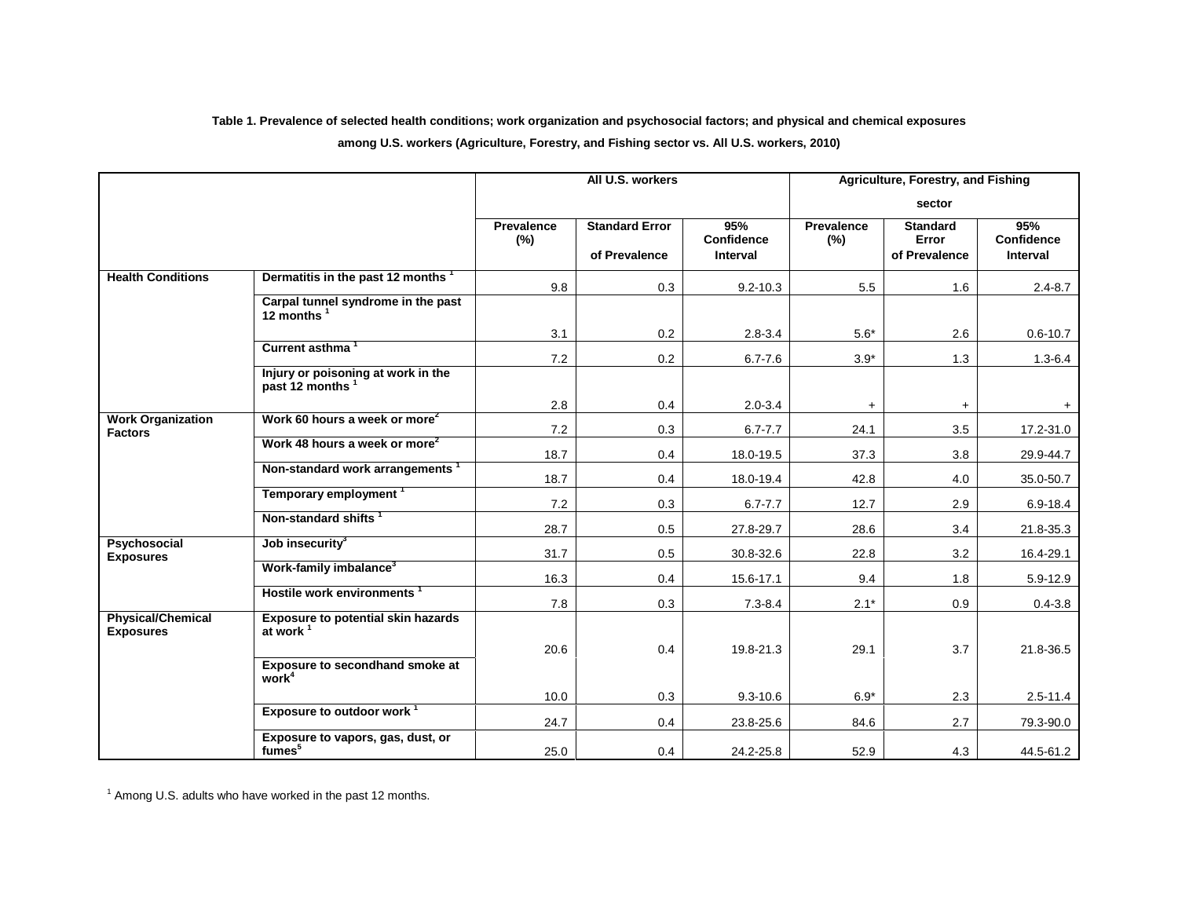**Table 1. Prevalence of selected health conditions; work organization and psychosocial factors; and physical and chemical exposures among U.S. workers (Agriculture, Forestry, and Fishing sector vs. All U.S. workers, 2010)**

| | | All U.S. workers | | | Agriculture, Forestry, and Fishing sector | | |
|---|---|---|---|---|---|---|---|
| | | Prevalence (%) | Standard Error of Prevalence | 95% Confidence Interval | Prevalence (%) | Standard Error of Prevalence | 95% Confidence Interval |
| Health Conditions | Dermatitis in the past 12 months [1] | 9.8 | 0.3 | 9.2-10.3 | 5.5 | 1.6 | 2.4-8.7 |
| | Carpal tunnel syndrome in the past 12 months [1] | 3.1 | 0.2 | 2.8-3.4 | 5.6* | 2.6 | 0.6-10.7 |
| | Current asthma [1] | 7.2 | 0.2 | 6.7-7.6 | 3.9* | 1.3 | 1.3-6.4 |
| | Injury or poisoning at work in the past 12 months [1] | 2.8 | 0.4 | 2.0-3.4 | + | + | + |
| Work Organization Factors | Work 60 hours a week or more[2] | 7.2 | 0.3 | 6.7-7.7 | 24.1 | 3.5 | 17.2-31.0 |
| | Work 48 hours a week or more[2] | 18.7 | 0.4 | 18.0-19.5 | 37.3 | 3.8 | 29.9-44.7 |
| | Non-standard work arrangements [1] | 18.7 | 0.4 | 18.0-19.4 | 42.8 | 4.0 | 35.0-50.7 |
| | Temporary employment [1] | 7.2 | 0.3 | 6.7-7.7 | 12.7 | 2.9 | 6.9-18.4 |
| | Non-standard shifts [1] | 28.7 | 0.5 | 27.8-29.7 | 28.6 | 3.4 | 21.8-35.3 |
| Psychosocial Exposures | Job insecurity[3] | 31.7 | 0.5 | 30.8-32.6 | 22.8 | 3.2 | 16.4-29.1 |
| | Work-family imbalance[3] | 16.3 | 0.4 | 15.6-17.1 | 9.4 | 1.8 | 5.9-12.9 |
| | Hostile work environments [1] | 7.8 | 0.3 | 7.3-8.4 | 2.1* | 0.9 | 0.4-3.8 |
| Physical/Chemical Exposures | Exposure to potential skin hazards at work [1] | 20.6 | 0.4 | 19.8-21.3 | 29.1 | 3.7 | 21.8-36.5 |
| | Exposure to secondhand smoke at work[4] | 10.0 | 0.3 | 9.3-10.6 | 6.9* | 2.3 | 2.5-11.4 |
| | Exposure to outdoor work [1] | 24.7 | 0.4 | 23.8-25.6 | 84.6 | 2.7 | 79.3-90.0 |
| | Exposure to vapors, gas, dust, or fumes[5] | 25.0 | 0.4 | 24.2-25.8 | 52.9 | 4.3 | 44.5-61.2 |

[1] Among U.S. adults who have worked in the past 12 months.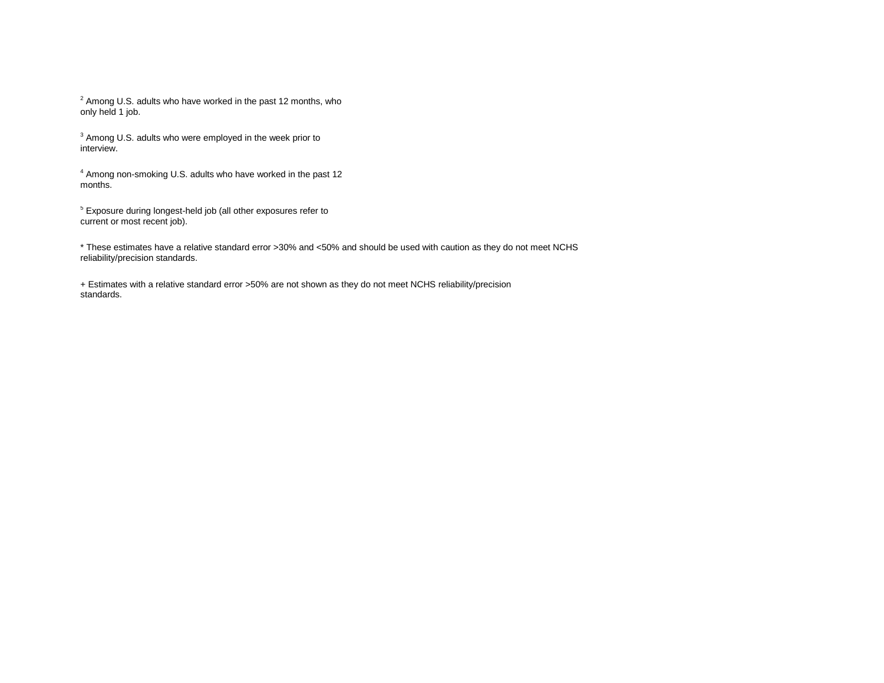[2] Among U.S. adults who have worked in the past 12 months, who only held 1 job.

[3] Among U.S. adults who were employed in the week prior to interview.

[4] Among non-smoking U.S. adults who have worked in the past 12 months.

[5] Exposure during longest-held job (all other exposures refer to current or most recent job).

* These estimates have a relative standard error >30% and <50% and should be used with caution as they do not meet NCHS reliability/precision standards.

+ Estimates with a relative standard error >50% are not shown as they do not meet NCHS reliability/precision standards.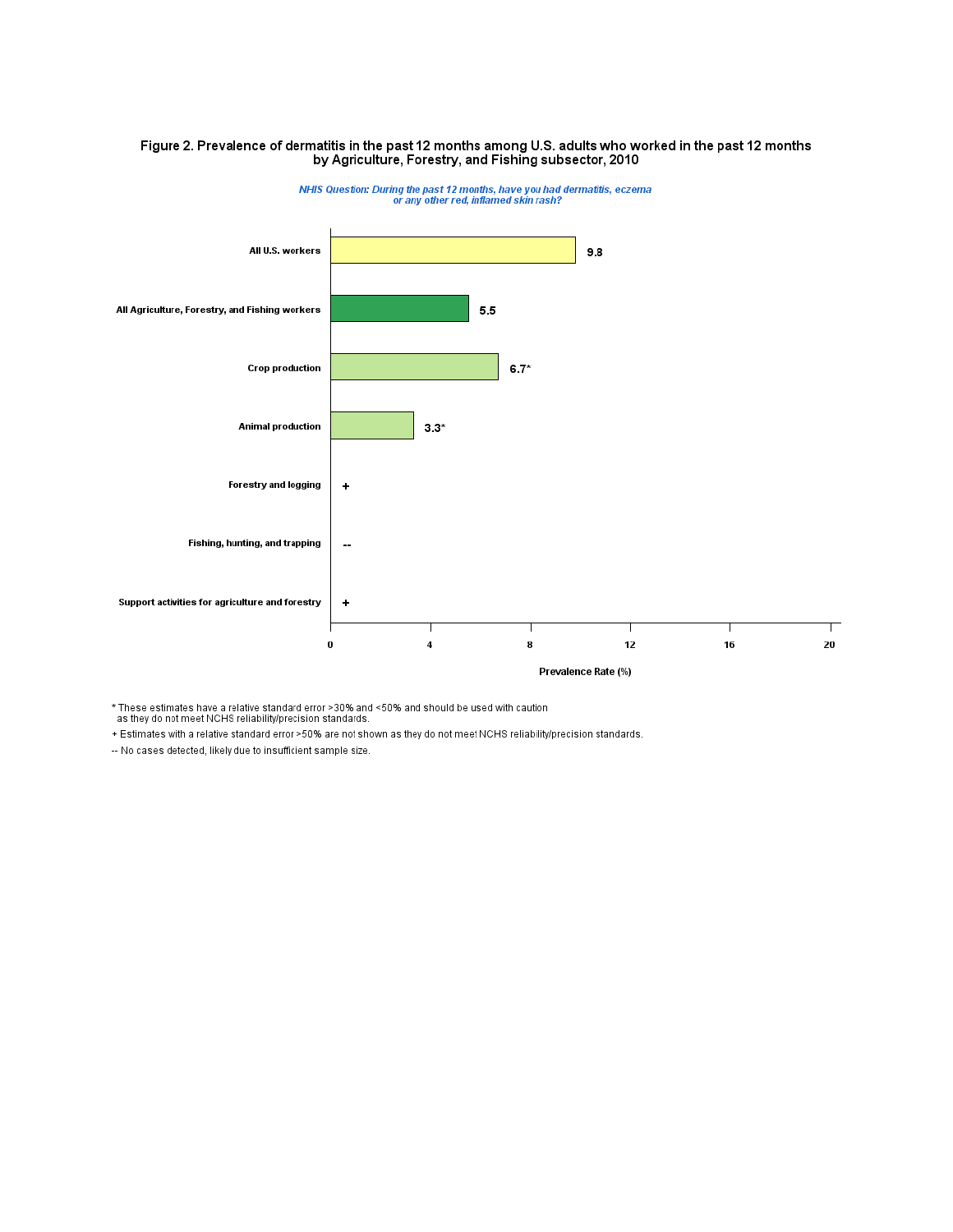# Figure 2. Prevalence of dermatitis in the past 12 months among U.S. adults who worked in the past 12 months by Agriculture, Forestry, and Fishing subsector, 2010

*NHIS Question: During the past 12 months, have you had dermatitis, eczema or any other red, inflamed skin rash?*

| Category | Prevalence Rate (%) |
| --- | --- |
| All U.S. workers | 9.8 |
| All Agriculture, Forestry, and Fishing workers | 5.5 |
| Crop production | 6.7* |
| Animal production | 3.3* |
| Forestry and logging | + |
| Fishing, hunting, and trapping | -- |
| Support activities for agriculture and forestry | + |

\* These estimates have a relative standard error >30% and <50% and should be used with caution as they do not meet NCHS reliability/precision standards.

\+ Estimates with a relative standard error >50% are not shown as they do not meet NCHS reliability/precision standards.

-- No cases detected, likely due to insufficient sample size.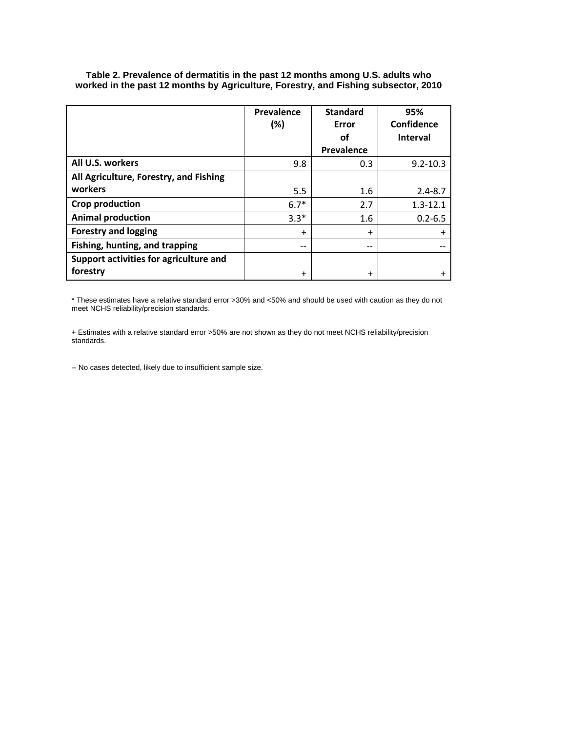**Table 2. Prevalence of dermatitis in the past 12 months among U.S. adults who worked in the past 12 months by Agriculture, Forestry, and Fishing subsector, 2010**

| | Prevalence (%) | Standard Error of Prevalence | 95% Confidence Interval |
|---|---|---|---|
| **All U.S. workers** | 9.8 | 0.3 | 9.2-10.3 |
| **All Agriculture, Forestry, and Fishing workers** | 5.5 | 1.6 | 2.4-8.7 |
| **Crop production** | 6.7* | 2.7 | 1.3-12.1 |
| **Animal production** | 3.3* | 1.6 | 0.2-6.5 |
| **Forestry and logging** | + | + | + |
| **Fishing, hunting, and trapping** | -- | -- | -- |
| **Support activities for agriculture and forestry** | + | + | + |

* These estimates have a relative standard error >30% and <50% and should be used with caution as they do not meet NCHS reliability/precision standards.

+ Estimates with a relative standard error >50% are not shown as they do not meet NCHS reliability/precision standards.

-- No cases detected, likely due to insufficient sample size.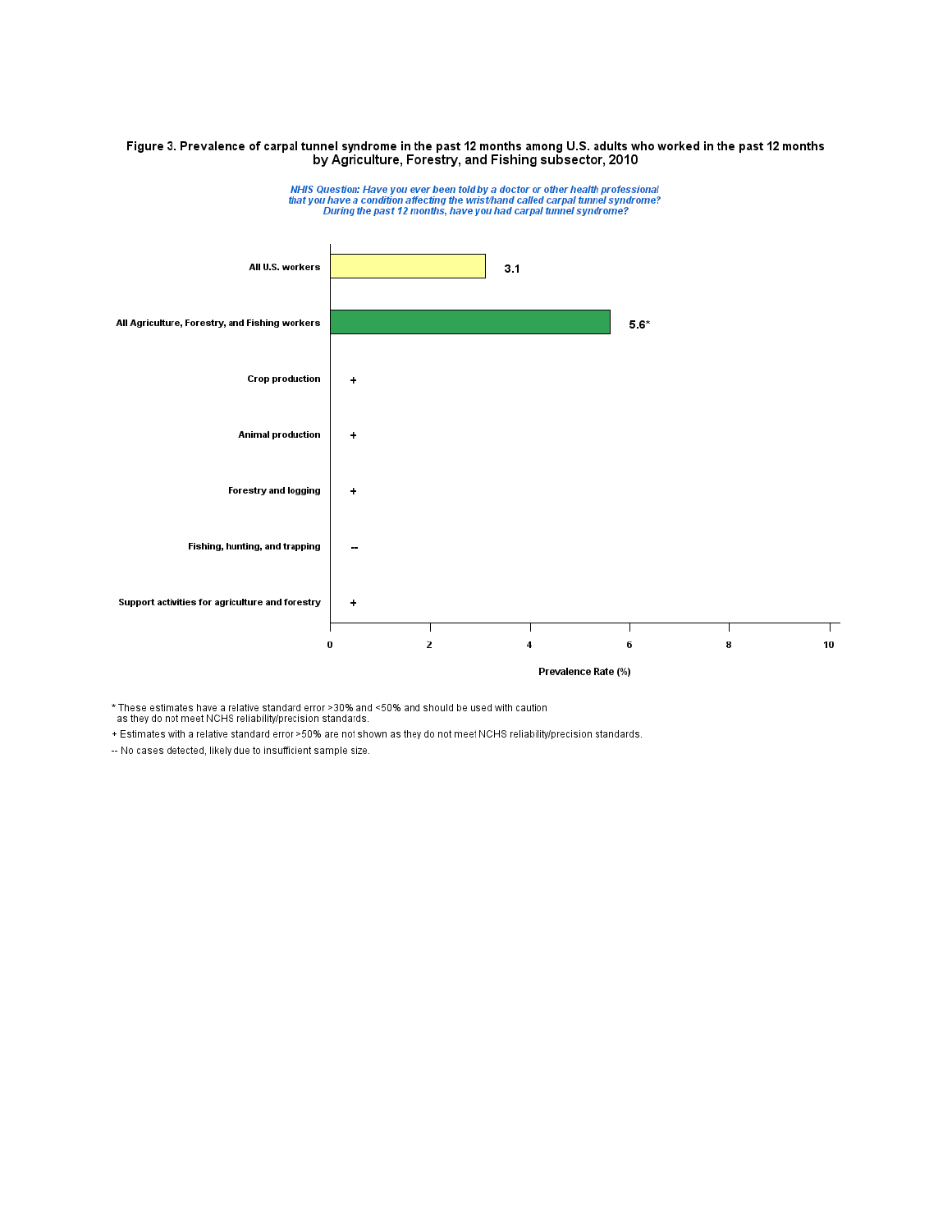**Figure 3. Prevalence of carpal tunnel syndrome in the past 12 months among U.S. adults who worked in the past 12 months by Agriculture, Forestry, and Fishing subsector, 2010**

*NHIS Question: Have you ever been told by a doctor or other health professional that you have a condition affecting the wrist/hand called carpal tunnel syndrome? During the past 12 months, have you had carpal tunnel syndrome?*

| Group | Prevalence Rate (%) |
| --- | --- |
| All U.S. workers | 3.1 |
| All Agriculture, Forestry, and Fishing workers | 5.6* |
| Crop production | + |
| Animal production | + |
| Forestry and logging | + |
| Fishing, hunting, and trapping | -- |
| Support activities for agriculture and forestry | + |

\* These estimates have a relative standard error >30% and <50% and should be used with caution as they do not meet NCHS reliability/precision standards.

\+ Estimates with a relative standard error >50% are not shown as they do not meet NCHS reliability/precision standards.

-- No cases detected, likely due to insufficient sample size.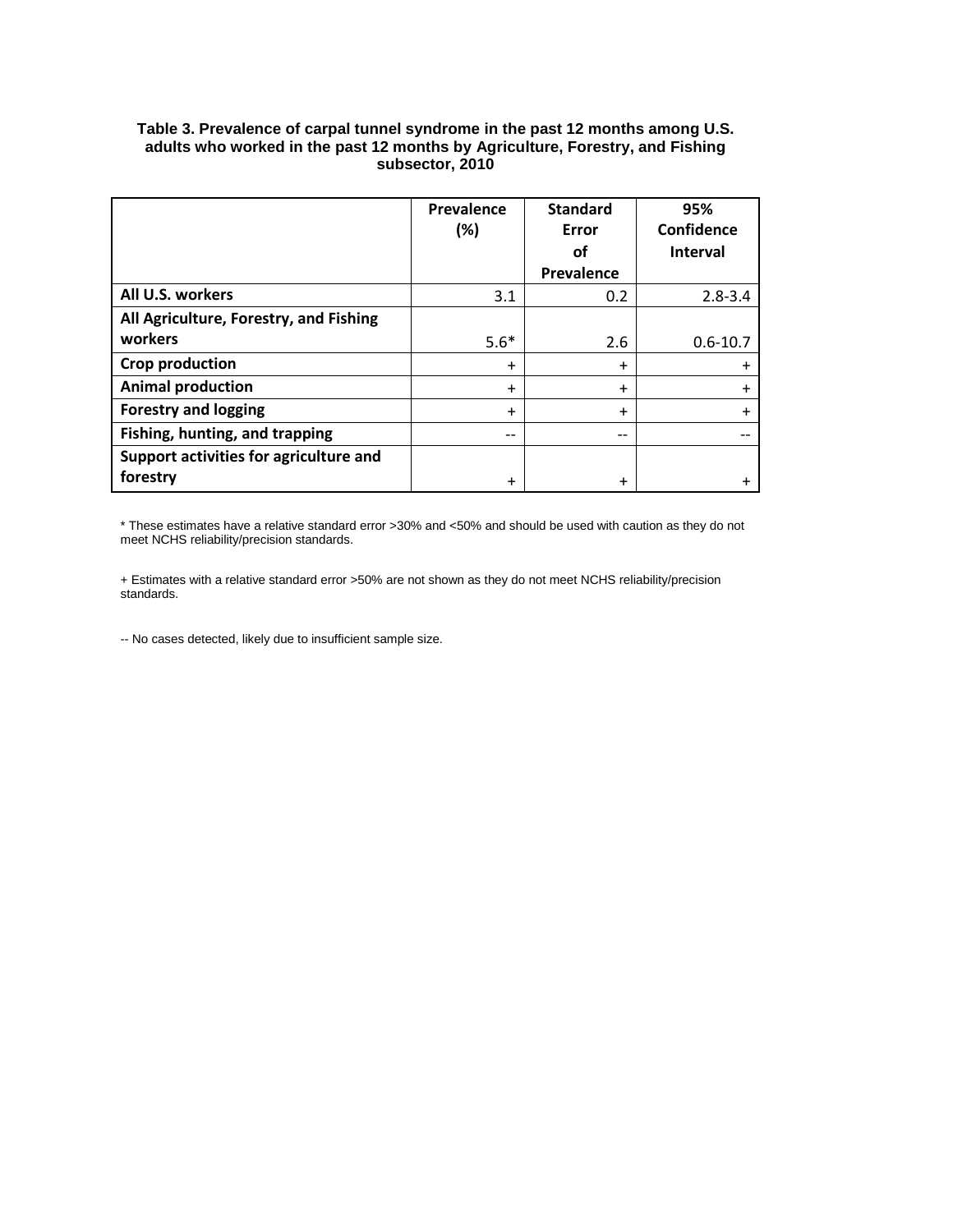**Table 3. Prevalence of carpal tunnel syndrome in the past 12 months among U.S. adults who worked in the past 12 months by Agriculture, Forestry, and Fishing subsector, 2010**

| | Prevalence (%) | Standard Error of Prevalence | 95% Confidence Interval |
|---|---|---|---|
| **All U.S. workers** | 3.1 | 0.2 | 2.8-3.4 |
| **All Agriculture, Forestry, and Fishing workers** | 5.6* | 2.6 | 0.6-10.7 |
| **Crop production** | + | + | + |
| **Animal production** | + | + | + |
| **Forestry and logging** | + | + | + |
| **Fishing, hunting, and trapping** | -- | -- | -- |
| **Support activities for agriculture and forestry** | + | + | + |

* These estimates have a relative standard error >30% and <50% and should be used with caution as they do not meet NCHS reliability/precision standards.

+ Estimates with a relative standard error >50% are not shown as they do not meet NCHS reliability/precision standards.

-- No cases detected, likely due to insufficient sample size.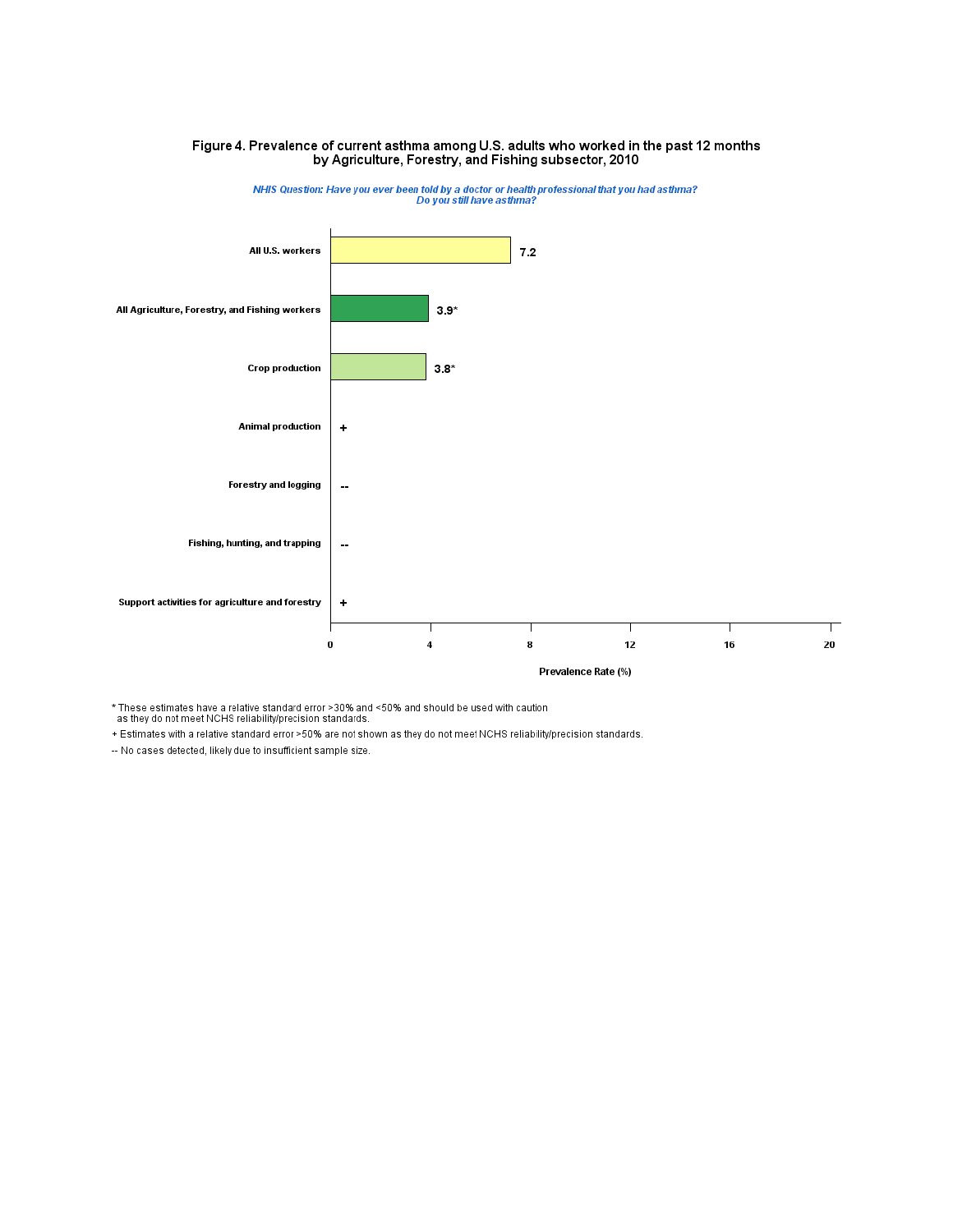# Figure 4. Prevalence of current asthma among U.S. adults who worked in the past 12 months by Agriculture, Forestry, and Fishing subsector, 2010

*NHIS Question: Have you ever been told by a doctor or health professional that you had asthma? Do you still have asthma?*

| Subsector | Prevalence Rate (%) |
|---|---|
| All U.S. workers | 7.2 |
| All Agriculture, Forestry, and Fishing workers | 3.9* |
| Crop production | 3.8* |
| Animal production | + |
| Forestry and logging | -- |
| Fishing, hunting, and trapping | -- |
| Support activities for agriculture and forestry | + |

\* These estimates have a relative standard error >30% and <50% and should be used with caution as they do not meet NCHS reliability/precision standards.

\+ Estimates with a relative standard error >50% are not shown as they do not meet NCHS reliability/precision standards.

-- No cases detected, likely due to insufficient sample size.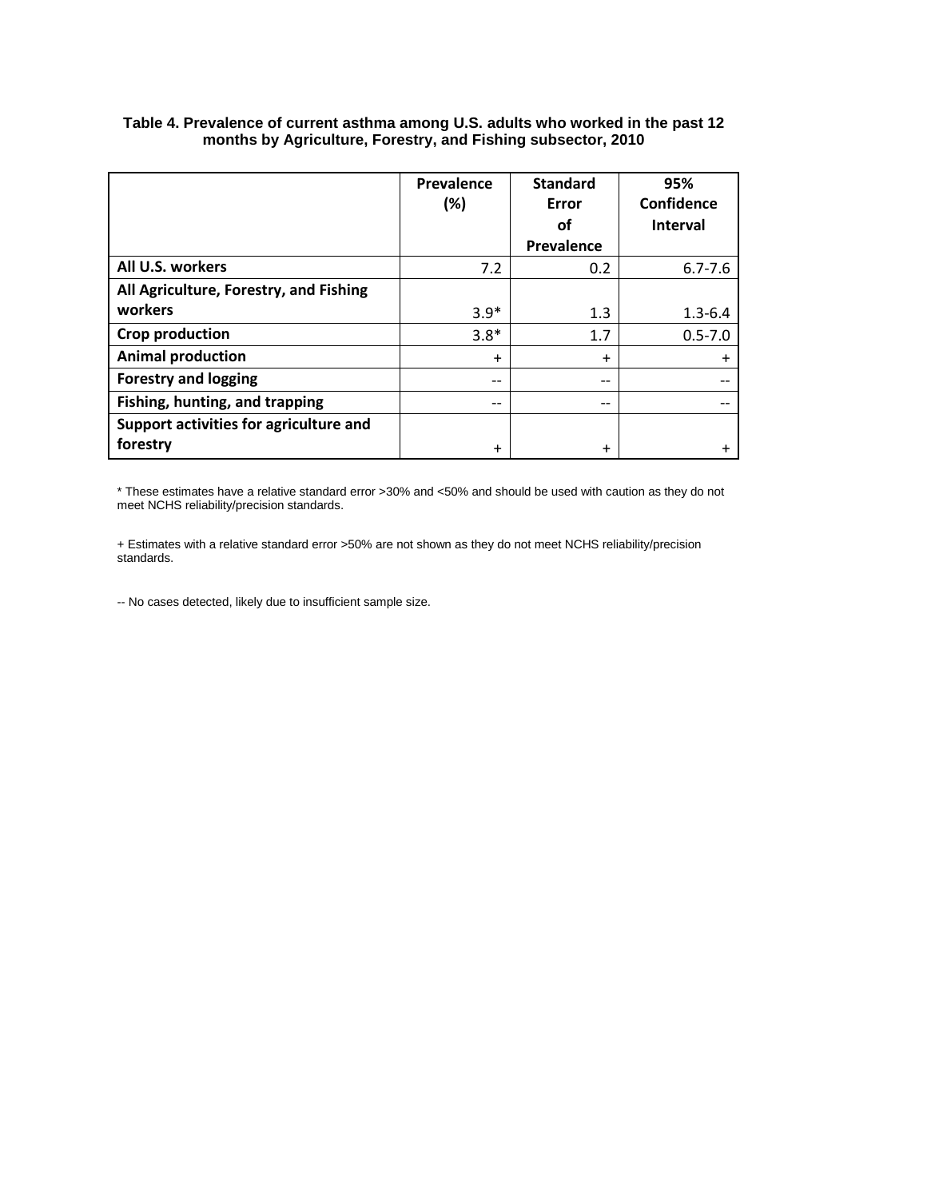**Table 4. Prevalence of current asthma among U.S. adults who worked in the past 12 months by Agriculture, Forestry, and Fishing subsector, 2010**

| | Prevalence (%) | Standard Error of Prevalence | 95% Confidence Interval |
|---|---|---|---|
| **All U.S. workers** | 7.2 | 0.2 | 6.7-7.6 |
| **All Agriculture, Forestry, and Fishing workers** | 3.9* | 1.3 | 1.3-6.4 |
| **Crop production** | 3.8* | 1.7 | 0.5-7.0 |
| **Animal production** | + | + | + |
| **Forestry and logging** | -- | -- | -- |
| **Fishing, hunting, and trapping** | -- | -- | -- |
| **Support activities for agriculture and forestry** | + | + | + |

* These estimates have a relative standard error >30% and <50% and should be used with caution as they do not meet NCHS reliability/precision standards.

+ Estimates with a relative standard error >50% are not shown as they do not meet NCHS reliability/precision standards.

-- No cases detected, likely due to insufficient sample size.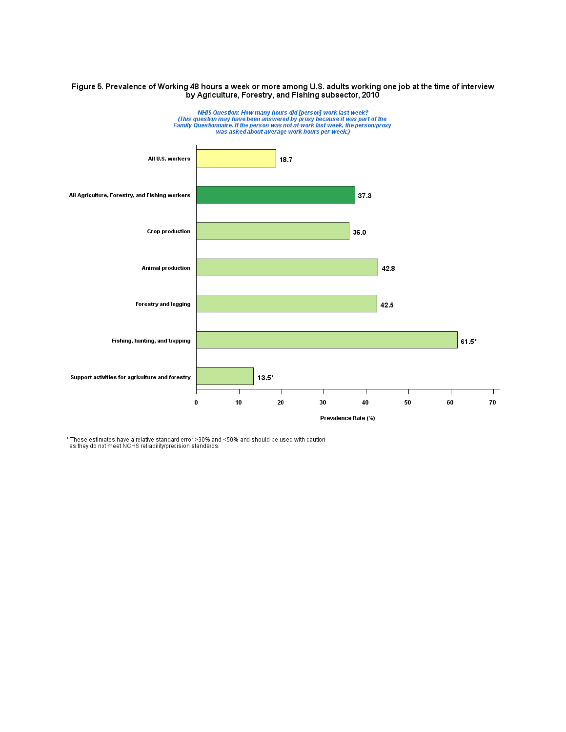**Figure 5. Prevalence of Working 48 hours a week or more among U.S. adults working one job at the time of interview by Agriculture, Forestry, and Fishing subsector, 2010**

*NHIS Question: How many hours did [person] work last week?*
*(This question may have been answered by proxy because it was part of the Family Questionnaire. If the person was not at work last week, the person/proxy was asked about average work hours per week.)*

| Category | Prevalence Rate (%) |
|---|---|
| All U.S. workers | 18.7 |
| All Agriculture, Forestry, and Fishing workers | 37.3 |
| Crop production | 36.0 |
| Animal production | 42.8 |
| Forestry and logging | 42.5 |
| Fishing, hunting, and trapping | 61.5* |
| Support activities for agriculture and forestry | 13.5* |

Prevalence Rate (%)

* These estimates have a relative standard error >30% and <50% and should be used with caution as they do not meet NCHS reliability/precision standards.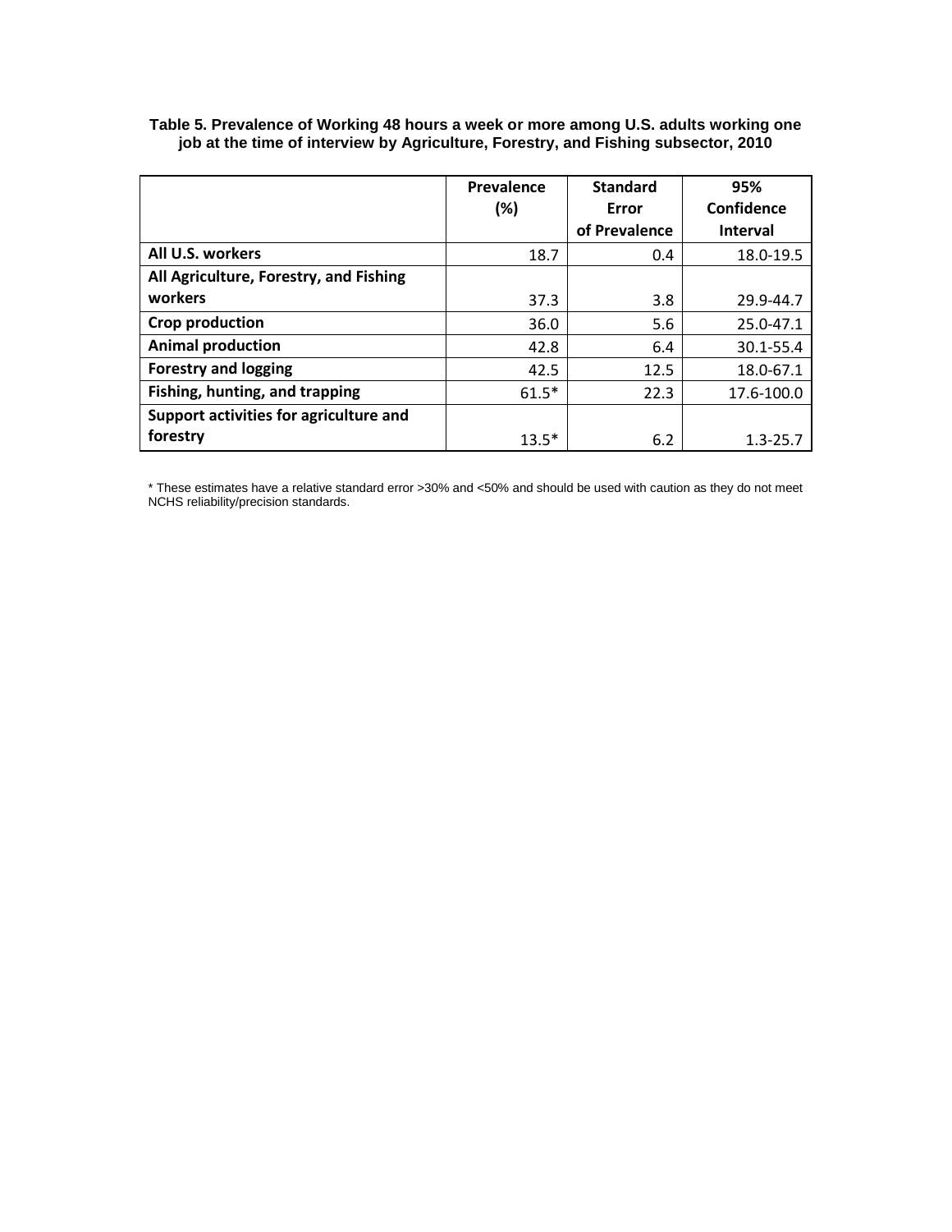**Table 5. Prevalence of Working 48 hours a week or more among U.S. adults working one job at the time of interview by Agriculture, Forestry, and Fishing subsector, 2010**

| | Prevalence (%) | Standard Error of Prevalence | 95% Confidence Interval |
|---|---|---|---|
| **All U.S. workers** | 18.7 | 0.4 | 18.0-19.5 |
| **All Agriculture, Forestry, and Fishing workers** | 37.3 | 3.8 | 29.9-44.7 |
| **Crop production** | 36.0 | 5.6 | 25.0-47.1 |
| **Animal production** | 42.8 | 6.4 | 30.1-55.4 |
| **Forestry and logging** | 42.5 | 12.5 | 18.0-67.1 |
| **Fishing, hunting, and trapping** | 61.5* | 22.3 | 17.6-100.0 |
| **Support activities for agriculture and forestry** | 13.5* | 6.2 | 1.3-25.7 |

* These estimates have a relative standard error >30% and <50% and should be used with caution as they do not meet NCHS reliability/precision standards.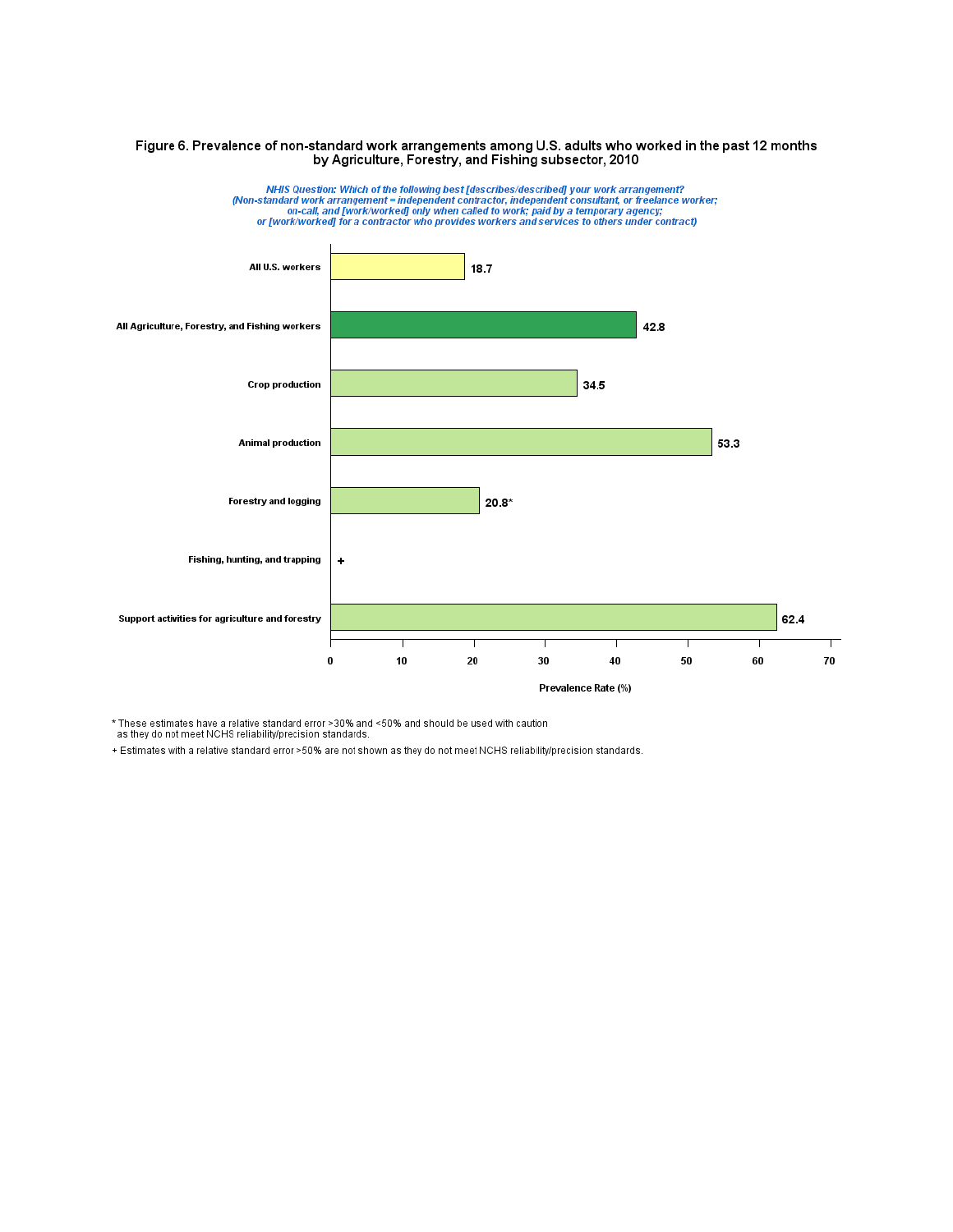## Figure 6. Prevalence of non-standard work arrangements among U.S. adults who worked in the past 12 months by Agriculture, Forestry, and Fishing subsector, 2010

*NHIS Question: Which of the following best [describes/described] your work arrangement?*
*(Non-standard work arrangement = independent contractor, independent consultant, or freelance worker; on-call, and [work/worked] only when called to work; paid by a temporary agency; or [work/worked] for a contractor who provides workers and services to others under contract)*

| Subsector | Prevalence Rate (%) |
|---|---|
| All U.S. workers | 18.7 |
| All Agriculture, Forestry, and Fishing workers | 42.8 |
| Crop production | 34.5 |
| Animal production | 53.3 |
| Forestry and logging | 20.8* |
| Fishing, hunting, and trapping | + |
| Support activities for agriculture and forestry | 62.4 |

\* These estimates have a relative standard error >30% and <50% and should be used with caution as they do not meet NCHS reliability/precision standards.

\+ Estimates with a relative standard error >50% are not shown as they do not meet NCHS reliability/precision standards.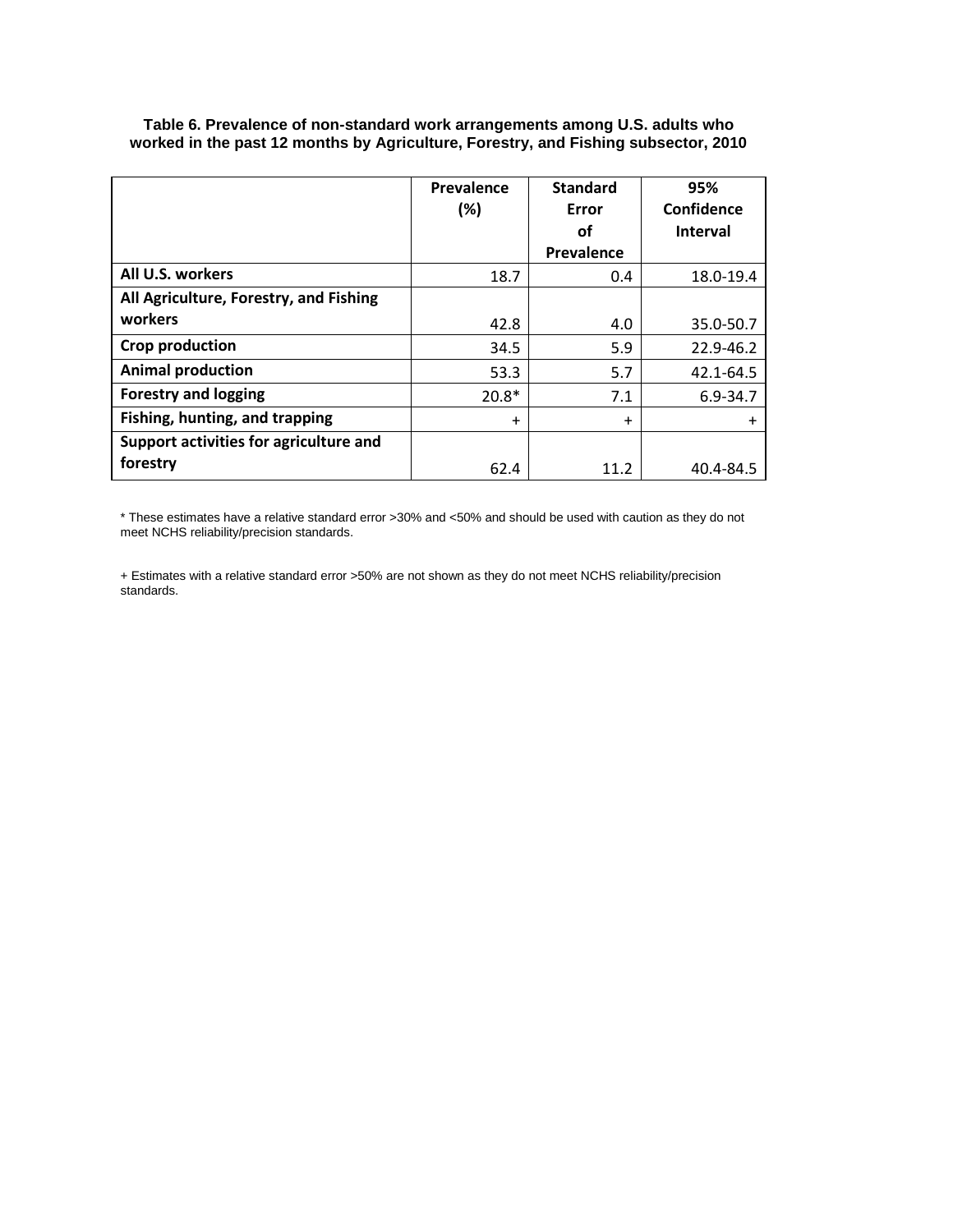**Table 6. Prevalence of non-standard work arrangements among U.S. adults who worked in the past 12 months by Agriculture, Forestry, and Fishing subsector, 2010**

| | Prevalence (%) | Standard Error of Prevalence | 95% Confidence Interval |
|---|---|---|---|
| **All U.S. workers** | 18.7 | 0.4 | 18.0-19.4 |
| **All Agriculture, Forestry, and Fishing workers** | 42.8 | 4.0 | 35.0-50.7 |
| **Crop production** | 34.5 | 5.9 | 22.9-46.2 |
| **Animal production** | 53.3 | 5.7 | 42.1-64.5 |
| **Forestry and logging** | 20.8* | 7.1 | 6.9-34.7 |
| **Fishing, hunting, and trapping** | + | + | + |
| **Support activities for agriculture and forestry** | 62.4 | 11.2 | 40.4-84.5 |

* These estimates have a relative standard error >30% and <50% and should be used with caution as they do not meet NCHS reliability/precision standards.

+ Estimates with a relative standard error >50% are not shown as they do not meet NCHS reliability/precision standards.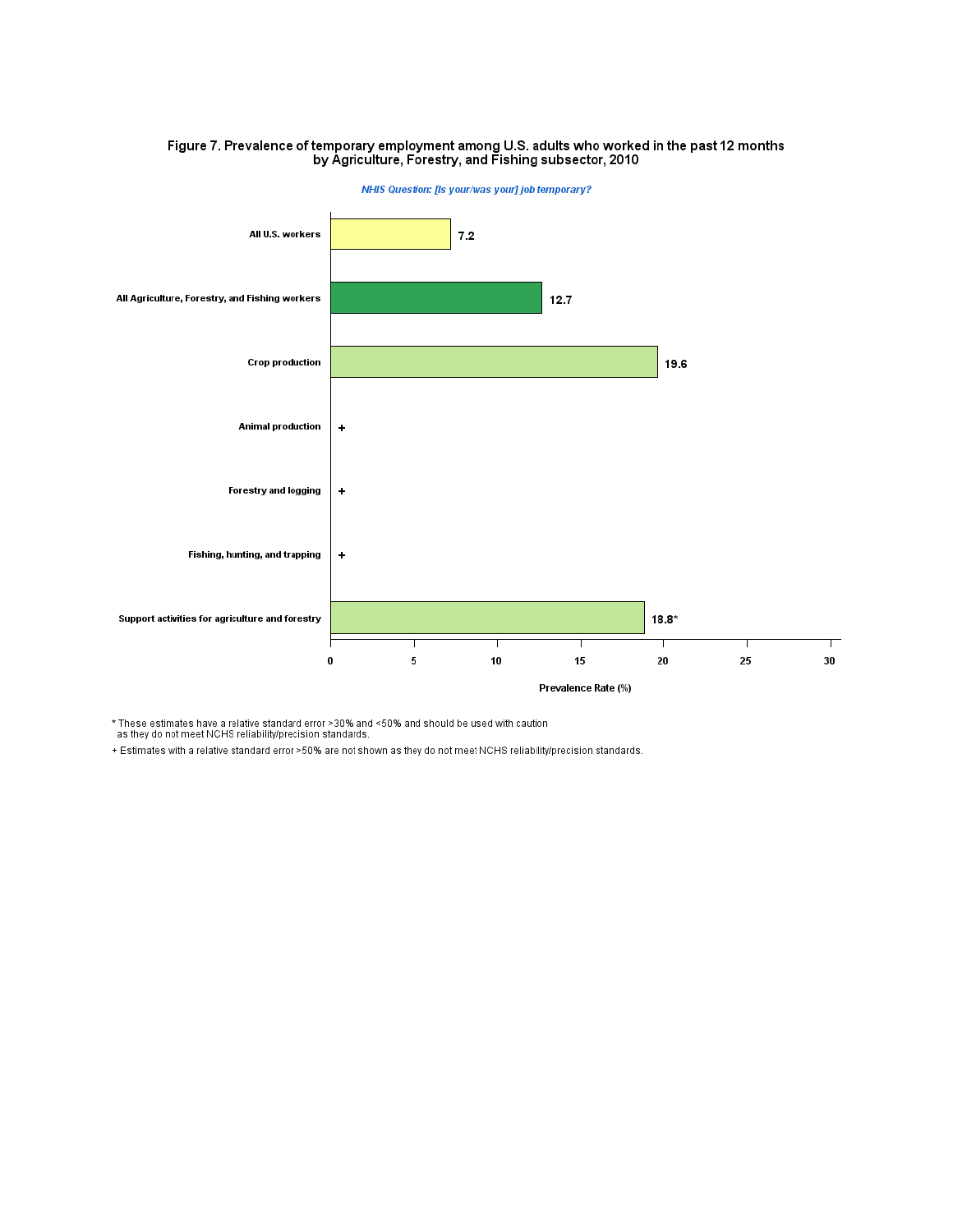**Figure 7. Prevalence of temporary employment among U.S. adults who worked in the past 12 months by Agriculture, Forestry, and Fishing subsector, 2010**

*NHIS Question: [Is your/was your] job temporary?*

| Group | Prevalence Rate (%) |
|---|---|
| All U.S. workers | 7.2 |
| All Agriculture, Forestry, and Fishing workers | 12.7 |
| Crop production | 19.6 |
| Animal production | + |
| Forestry and logging | + |
| Fishing, hunting, and trapping | + |
| Support activities for agriculture and forestry | 18.8* |

\* These estimates have a relative standard error >30% and <50% and should be used with caution as they do not meet NCHS reliability/precision standards.

\+ Estimates with a relative standard error >50% are not shown as they do not meet NCHS reliability/precision standards.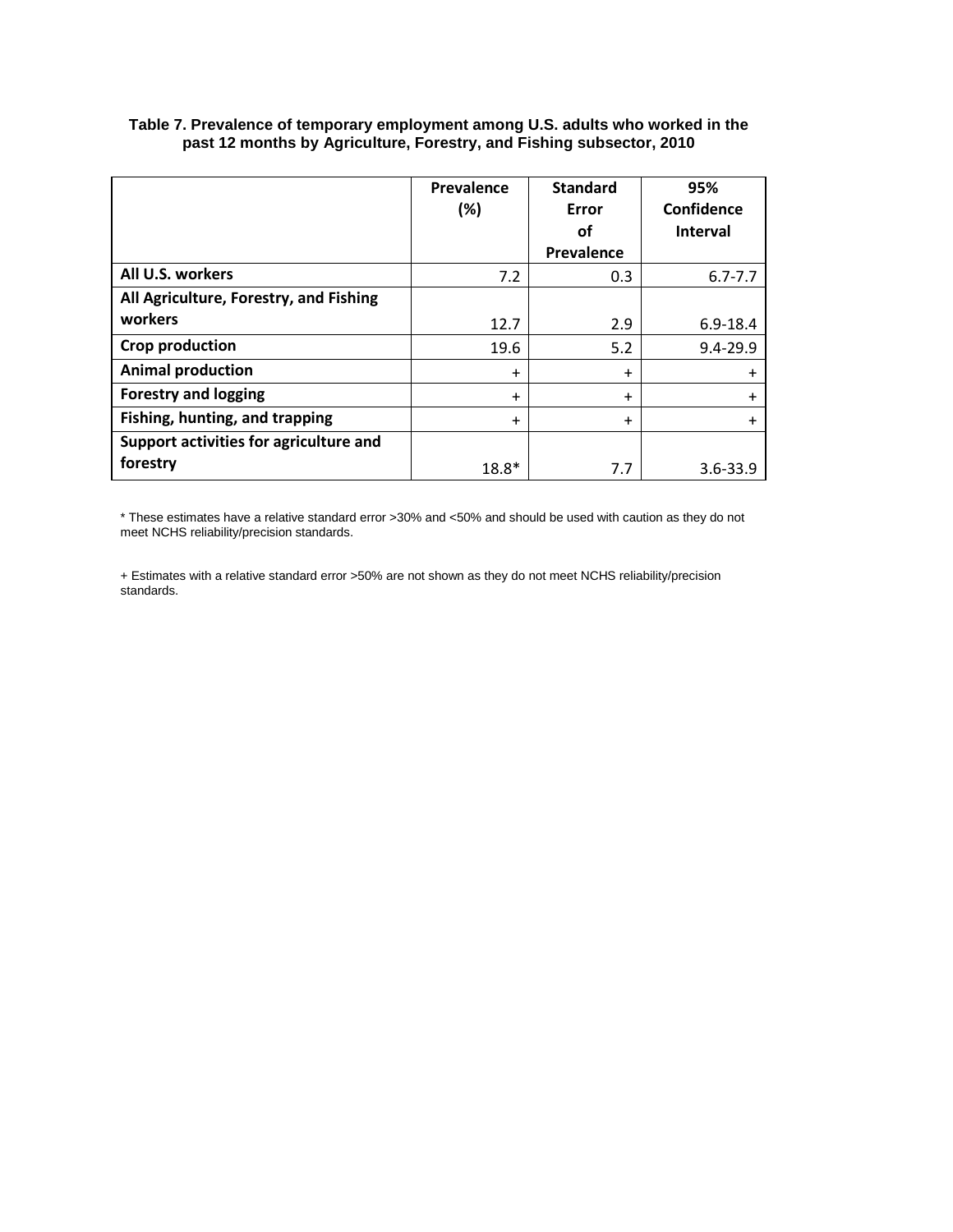**Table 7. Prevalence of temporary employment among U.S. adults who worked in the past 12 months by Agriculture, Forestry, and Fishing subsector, 2010**

| | Prevalence (%) | Standard Error of Prevalence | 95% Confidence Interval |
|---|---|---|---|
| **All U.S. workers** | 7.2 | 0.3 | 6.7-7.7 |
| **All Agriculture, Forestry, and Fishing workers** | 12.7 | 2.9 | 6.9-18.4 |
| **Crop production** | 19.6 | 5.2 | 9.4-29.9 |
| **Animal production** | + | + | + |
| **Forestry and logging** | + | + | + |
| **Fishing, hunting, and trapping** | + | + | + |
| **Support activities for agriculture and forestry** | 18.8* | 7.7 | 3.6-33.9 |

* These estimates have a relative standard error >30% and <50% and should be used with caution as they do not meet NCHS reliability/precision standards.

+ Estimates with a relative standard error >50% are not shown as they do not meet NCHS reliability/precision standards.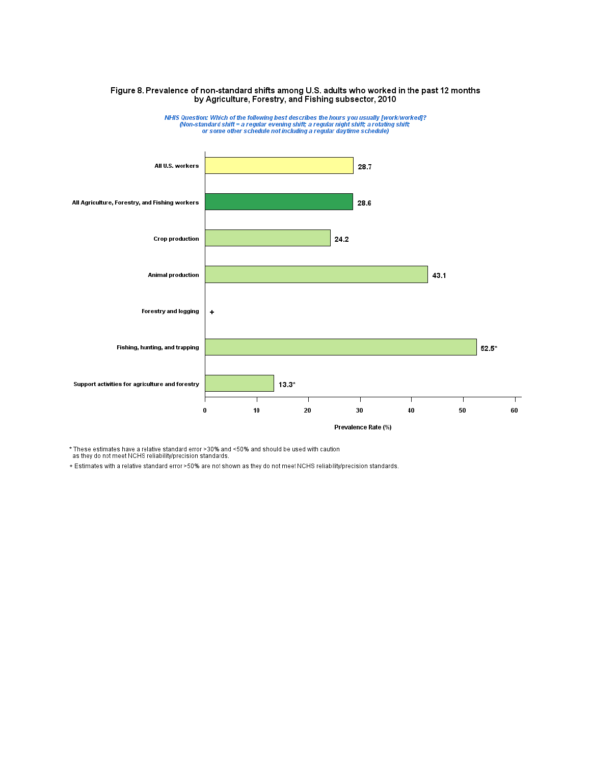### Figure 8. Prevalence of non-standard shifts among U.S. adults who worked in the past 12 months by Agriculture, Forestry, and Fishing subsector, 2010

*NHIS Question: Which of the following best describes the hours you usually [work/worked]? (Non-standard shift = a regular evening shift; a regular night shift; a rotating shift; or some other schedule not including a regular daytime schedule)*

| Subsector | Prevalence Rate (%) |
|---|---|
| All U.S. workers | 28.7 |
| All Agriculture, Forestry, and Fishing workers | 28.6 |
| Crop production | 24.2 |
| Animal production | 43.1 |
| Forestry and logging | + |
| Fishing, hunting, and trapping | 52.5* |
| Support activities for agriculture and forestry | 13.3* |

\* These estimates have a relative standard error >30% and <50% and should be used with caution as they do not meet NCHS reliability/precision standards.

+ Estimates with a relative standard error >50% are not shown as they do not meet NCHS reliability/precision standards.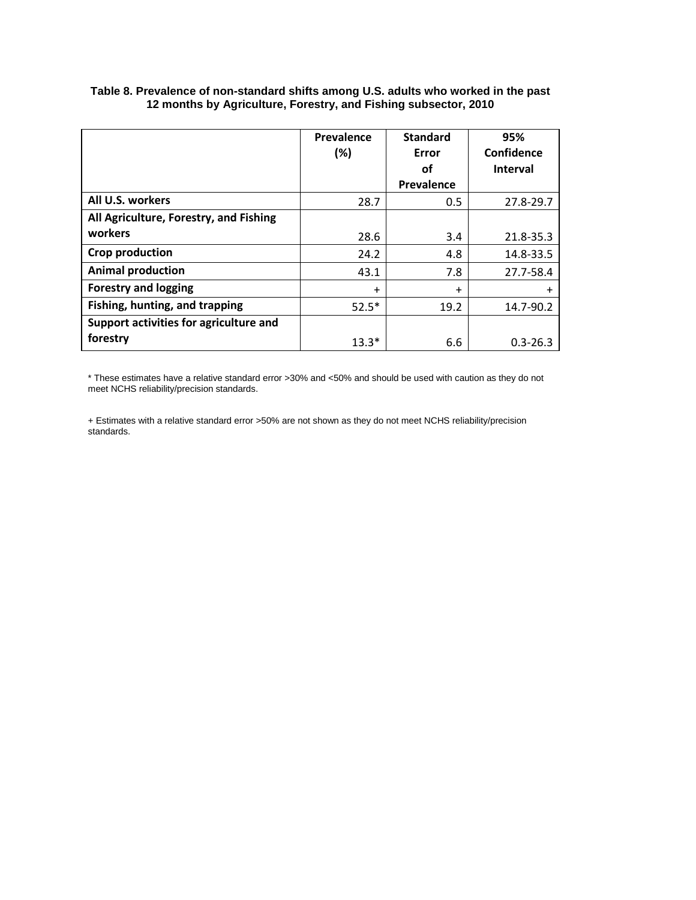**Table 8. Prevalence of non-standard shifts among U.S. adults who worked in the past 12 months by Agriculture, Forestry, and Fishing subsector, 2010**

| | Prevalence (%) | Standard Error of Prevalence | 95% Confidence Interval |
|---|---|---|---|
| **All U.S. workers** | 28.7 | 0.5 | 27.8-29.7 |
| **All Agriculture, Forestry, and Fishing workers** | 28.6 | 3.4 | 21.8-35.3 |
| **Crop production** | 24.2 | 4.8 | 14.8-33.5 |
| **Animal production** | 43.1 | 7.8 | 27.7-58.4 |
| **Forestry and logging** | + | + | + |
| **Fishing, hunting, and trapping** | 52.5* | 19.2 | 14.7-90.2 |
| **Support activities for agriculture and forestry** | 13.3* | 6.6 | 0.3-26.3 |

* These estimates have a relative standard error >30% and <50% and should be used with caution as they do not meet NCHS reliability/precision standards.

+ Estimates with a relative standard error >50% are not shown as they do not meet NCHS reliability/precision standards.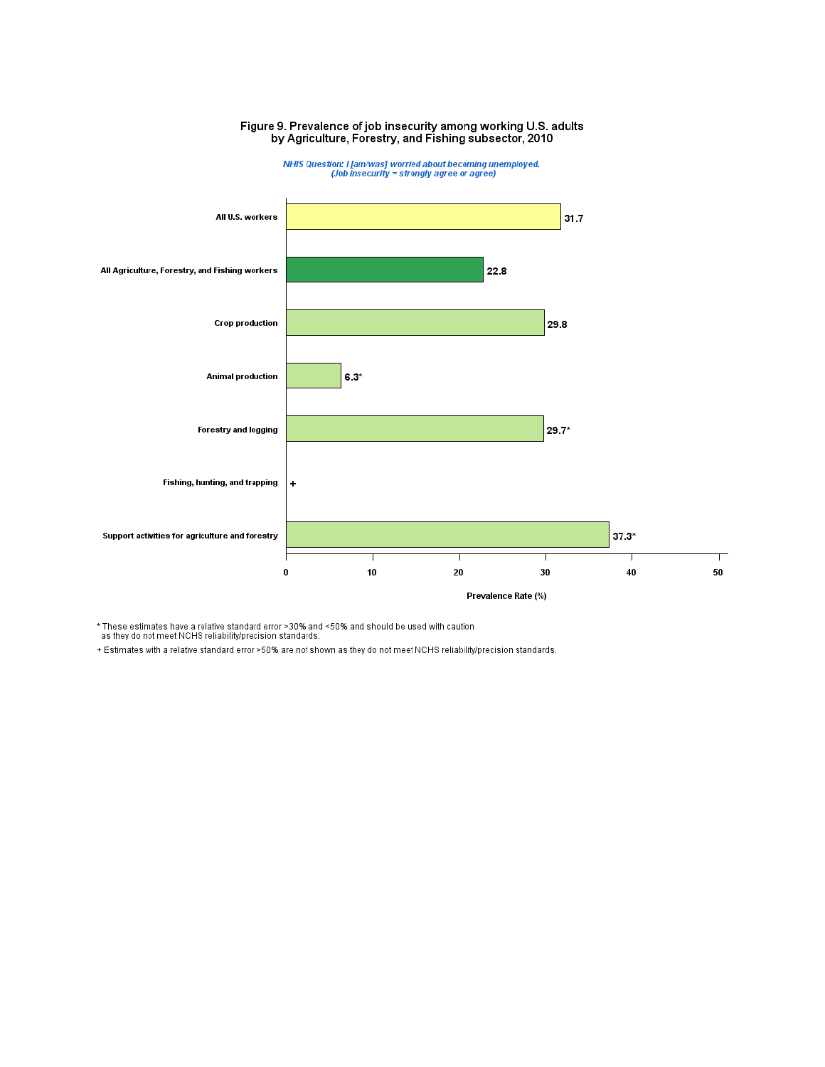## Figure 9. Prevalence of job insecurity among working U.S. adults by Agriculture, Forestry, and Fishing subsector, 2010

*NHIS Question: I [am/was] worried about becoming unemployed.*
*(Job insecurity = strongly agree or agree)*

| Group | Prevalence Rate (%) |
| --- | --- |
| All U.S. workers | 31.7 |
| All Agriculture, Forestry, and Fishing workers | 22.8 |
| Crop production | 29.8 |
| Animal production | 6.3* |
| Forestry and logging | 29.7* |
| Fishing, hunting, and trapping | + |
| Support activities for agriculture and forestry | 37.3* |

\* These estimates have a relative standard error >30% and <50% and should be used with caution as they do not meet NCHS reliability/precision standards.

\+ Estimates with a relative standard error >50% are not shown as they do not meet NCHS reliability/precision standards.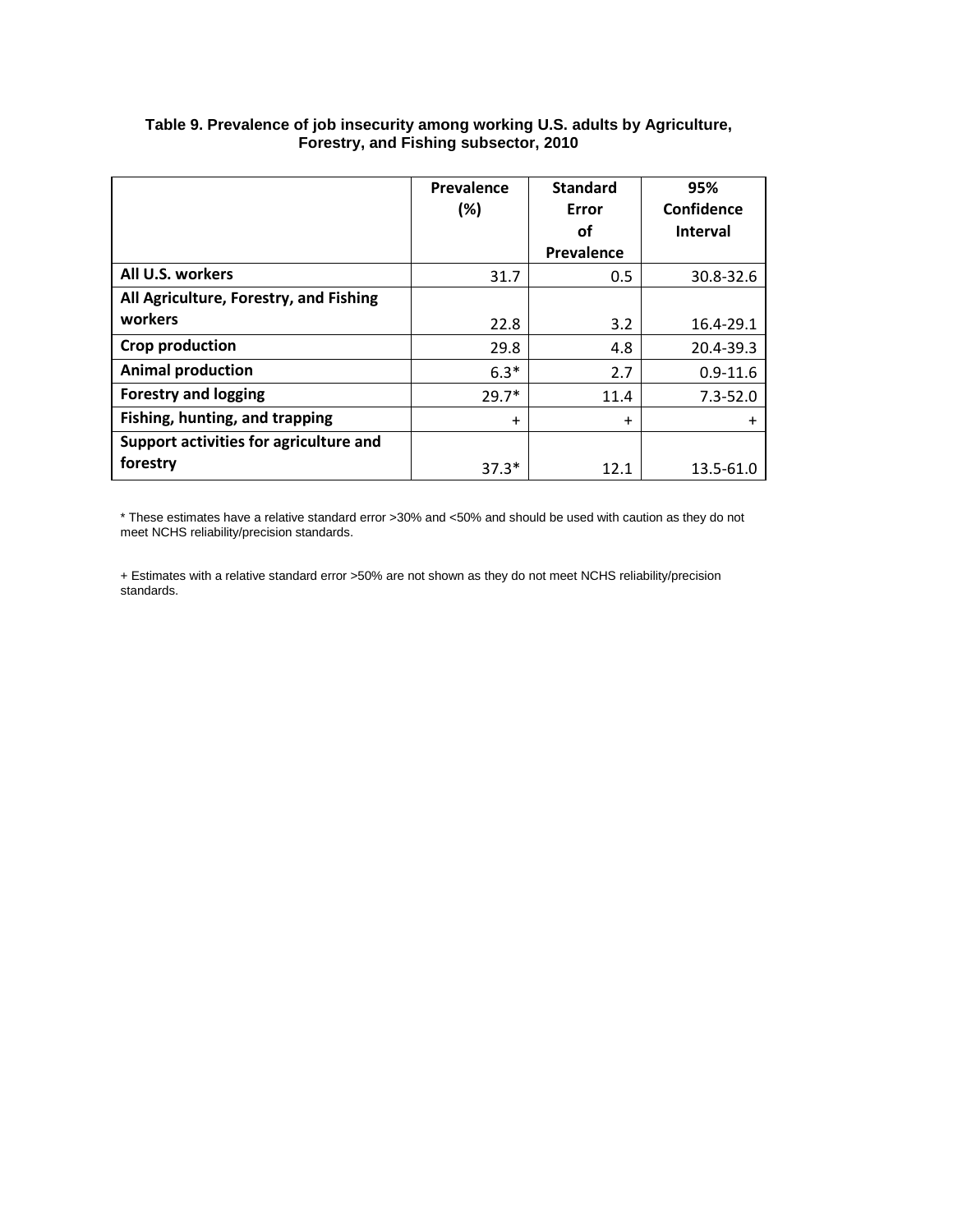**Table 9. Prevalence of job insecurity among working U.S. adults by Agriculture, Forestry, and Fishing subsector, 2010**

| | Prevalence (%) | Standard Error of Prevalence | 95% Confidence Interval |
|---|---|---|---|
| **All U.S. workers** | 31.7 | 0.5 | 30.8-32.6 |
| **All Agriculture, Forestry, and Fishing workers** | 22.8 | 3.2 | 16.4-29.1 |
| **Crop production** | 29.8 | 4.8 | 20.4-39.3 |
| **Animal production** | 6.3* | 2.7 | 0.9-11.6 |
| **Forestry and logging** | 29.7* | 11.4 | 7.3-52.0 |
| **Fishing, hunting, and trapping** | + | + | + |
| **Support activities for agriculture and forestry** | 37.3* | 12.1 | 13.5-61.0 |

* These estimates have a relative standard error >30% and <50% and should be used with caution as they do not meet NCHS reliability/precision standards.

+ Estimates with a relative standard error >50% are not shown as they do not meet NCHS reliability/precision standards.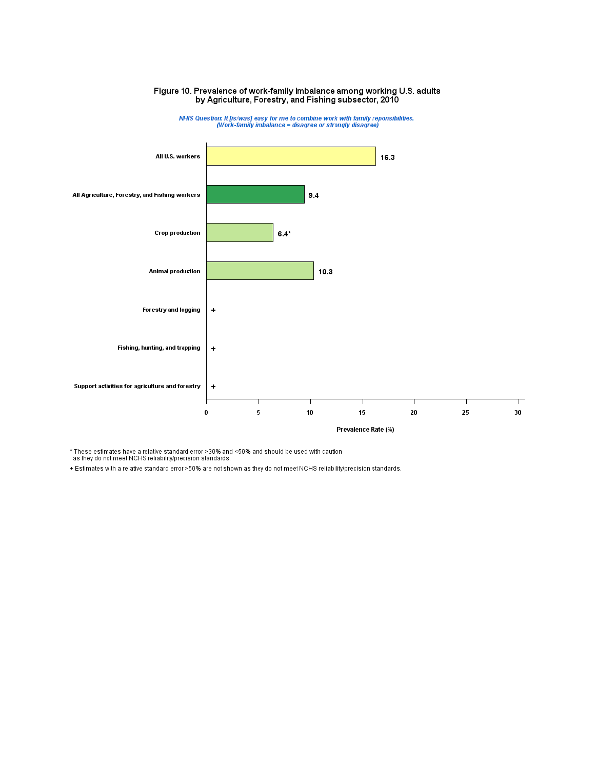# Figure 10. Prevalence of work-family imbalance among working U.S. adults by Agriculture, Forestry, and Fishing subsector, 2010

*NHIS Question: It [is/was] easy for me to combine work with family reponsibilities.*
*(Work-family imbalance = disagree or strongly disagree)*

| Subsector | Prevalence Rate (%) |
|---|---|
| All U.S. workers | 16.3 |
| All Agriculture, Forestry, and Fishing workers | 9.4 |
| Crop production | 6.4* |
| Animal production | 10.3 |
| Forestry and logging | + |
| Fishing, hunting, and trapping | + |
| Support activities for agriculture and forestry | + |

Prevalence Rate (%)

* These estimates have a relative standard error >30% and <50% and should be used with caution as they do not meet NCHS reliability/precision standards.

+ Estimates with a relative standard error >50% are not shown as they do not meet NCHS reliability/precision standards.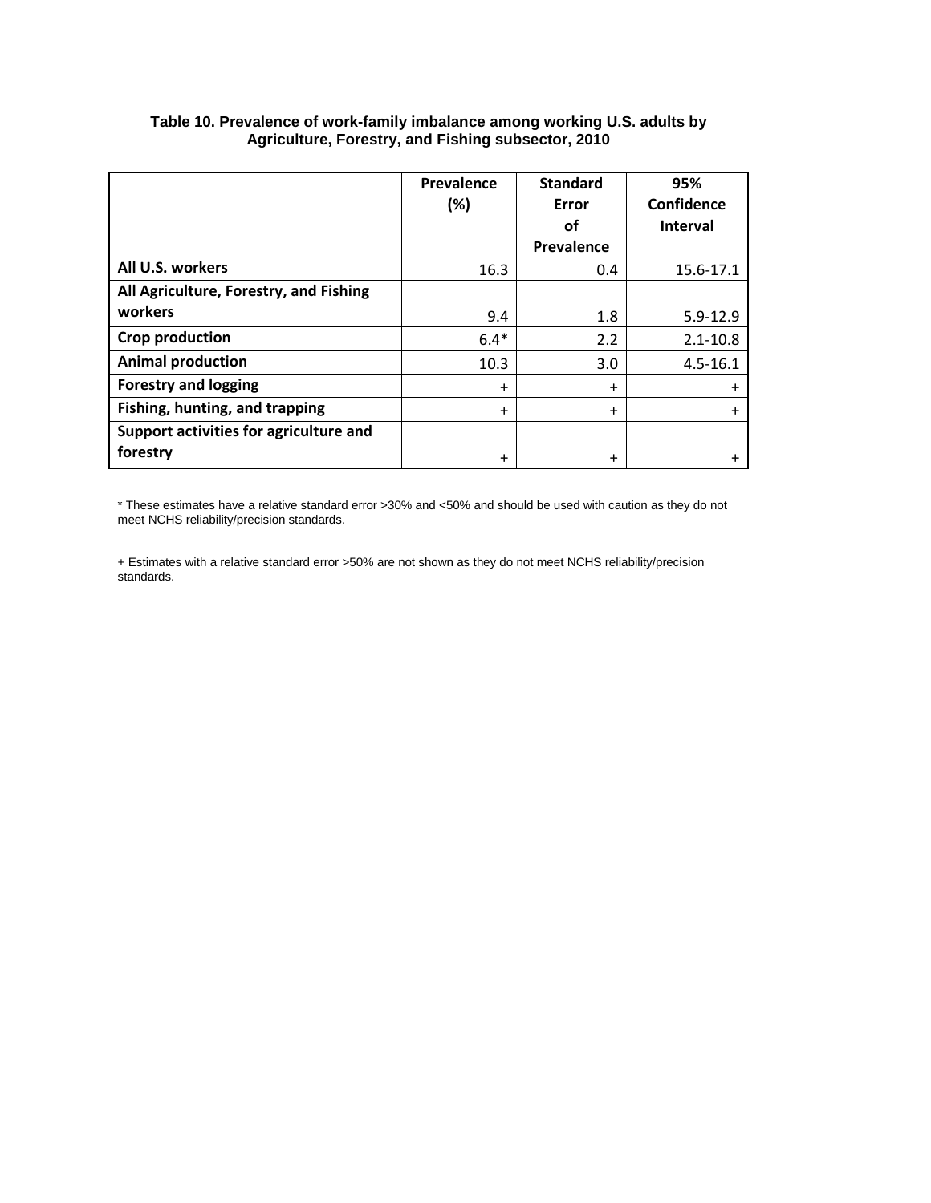**Table 10. Prevalence of work-family imbalance among working U.S. adults by Agriculture, Forestry, and Fishing subsector, 2010**

| | Prevalence (%) | Standard Error of Prevalence | 95% Confidence Interval |
|---|---|---|---|
| **All U.S. workers** | 16.3 | 0.4 | 15.6-17.1 |
| **All Agriculture, Forestry, and Fishing workers** | 9.4 | 1.8 | 5.9-12.9 |
| **Crop production** | 6.4* | 2.2 | 2.1-10.8 |
| **Animal production** | 10.3 | 3.0 | 4.5-16.1 |
| **Forestry and logging** | + | + | + |
| **Fishing, hunting, and trapping** | + | + | + |
| **Support activities for agriculture and forestry** | + | + | + |

* These estimates have a relative standard error >30% and <50% and should be used with caution as they do not meet NCHS reliability/precision standards.

+ Estimates with a relative standard error >50% are not shown as they do not meet NCHS reliability/precision standards.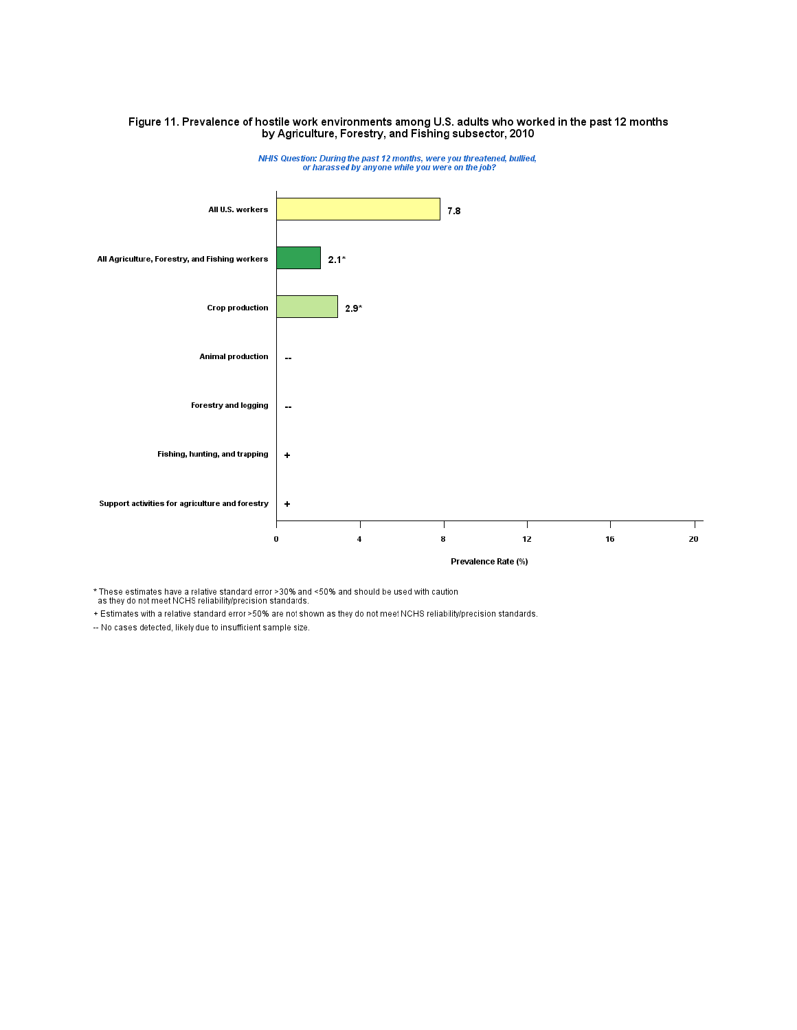# Figure 11. Prevalence of hostile work environments among U.S. adults who worked in the past 12 months by Agriculture, Forestry, and Fishing subsector, 2010

*NHIS Question: During the past 12 months, were you threatened, bullied, or harassed by anyone while you were on the job?*

| Group | Prevalence Rate (%) |
|---|---|
| All U.S. workers | 7.8 |
| All Agriculture, Forestry, and Fishing workers | 2.1* |
| Crop production | 2.9* |
| Animal production | -- |
| Forestry and logging | -- |
| Fishing, hunting, and trapping | + |
| Support activities for agriculture and forestry | + |

\* These estimates have a relative standard error >30% and <50% and should be used with caution as they do not meet NCHS reliability/precision standards.

\+ Estimates with a relative standard error >50% are not shown as they do not meet NCHS reliability/precision standards.

-- No cases detected, likely due to insufficient sample size.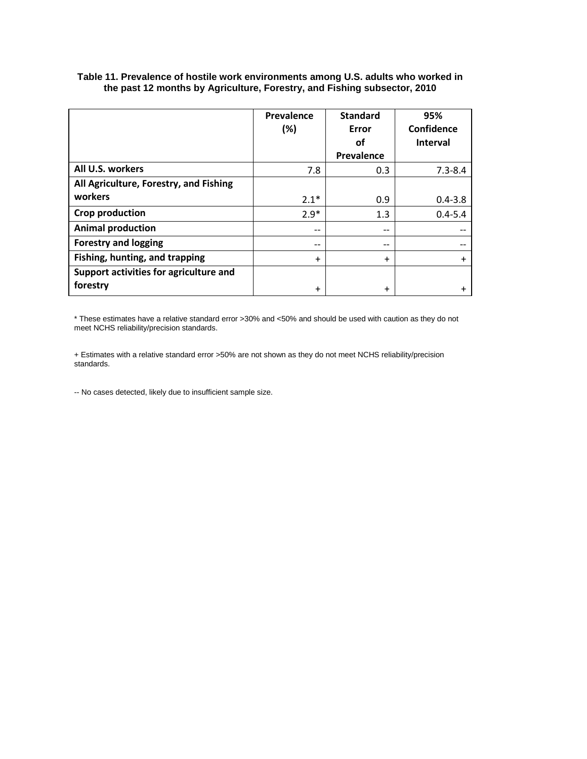**Table 11. Prevalence of hostile work environments among U.S. adults who worked in the past 12 months by Agriculture, Forestry, and Fishing subsector, 2010**

| | Prevalence (%) | Standard Error of Prevalence | 95% Confidence Interval |
|---|---|---|---|
| **All U.S. workers** | 7.8 | 0.3 | 7.3-8.4 |
| **All Agriculture, Forestry, and Fishing workers** | 2.1* | 0.9 | 0.4-3.8 |
| **Crop production** | 2.9* | 1.3 | 0.4-5.4 |
| **Animal production** | -- | -- | -- |
| **Forestry and logging** | -- | -- | -- |
| **Fishing, hunting, and trapping** | + | + | + |
| **Support activities for agriculture and forestry** | + | + | + |

* These estimates have a relative standard error >30% and <50% and should be used with caution as they do not meet NCHS reliability/precision standards.

+ Estimates with a relative standard error >50% are not shown as they do not meet NCHS reliability/precision standards.

-- No cases detected, likely due to insufficient sample size.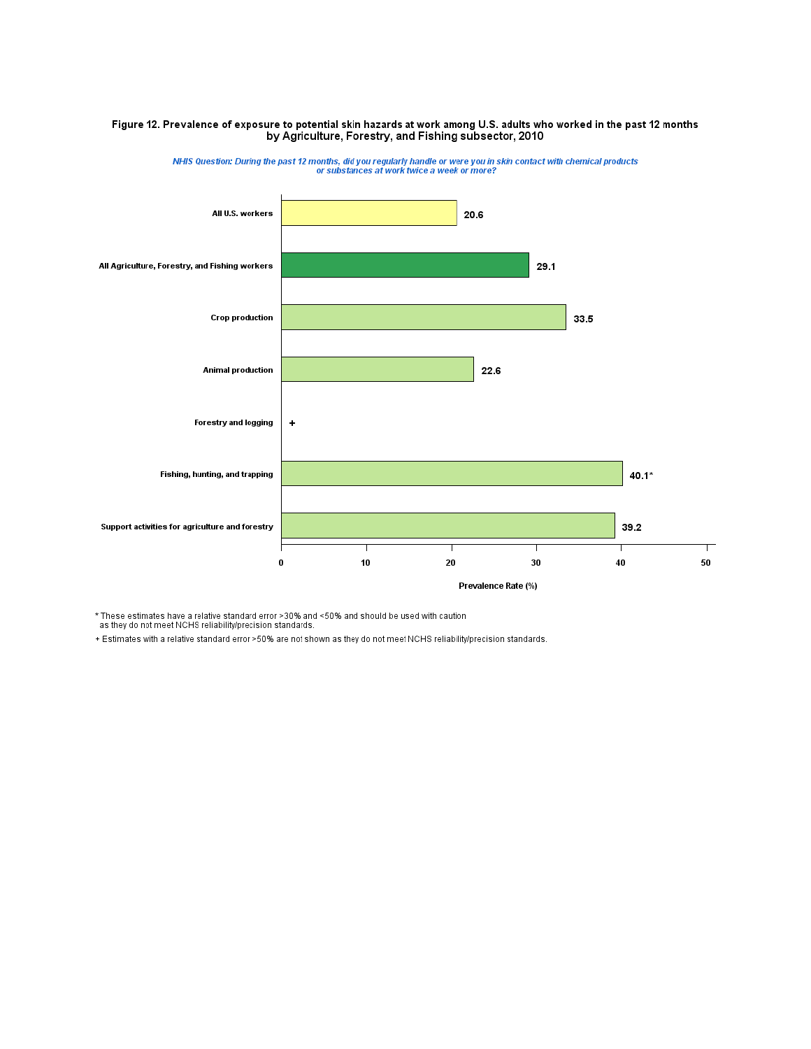**Figure 12. Prevalence of exposure to potential skin hazards at work among U.S. adults who worked in the past 12 months by Agriculture, Forestry, and Fishing subsector, 2010**

*NHIS Question: During the past 12 months, did you regularly handle or were you in skin contact with chemical products or substances at work twice a week or more?*

| Category | Prevalence Rate (%) |
|---|---|
| All U.S. workers | 20.6 |
| All Agriculture, Forestry, and Fishing workers | 29.1 |
| Crop production | 33.5 |
| Animal production | 22.6 |
| Forestry and logging | + |
| Fishing, hunting, and trapping | 40.1* |
| Support activities for agriculture and forestry | 39.2 |

\* These estimates have a relative standard error >30% and <50% and should be used with caution as they do not meet NCHS reliability/precision standards.

\+ Estimates with a relative standard error >50% are not shown as they do not meet NCHS reliability/precision standards.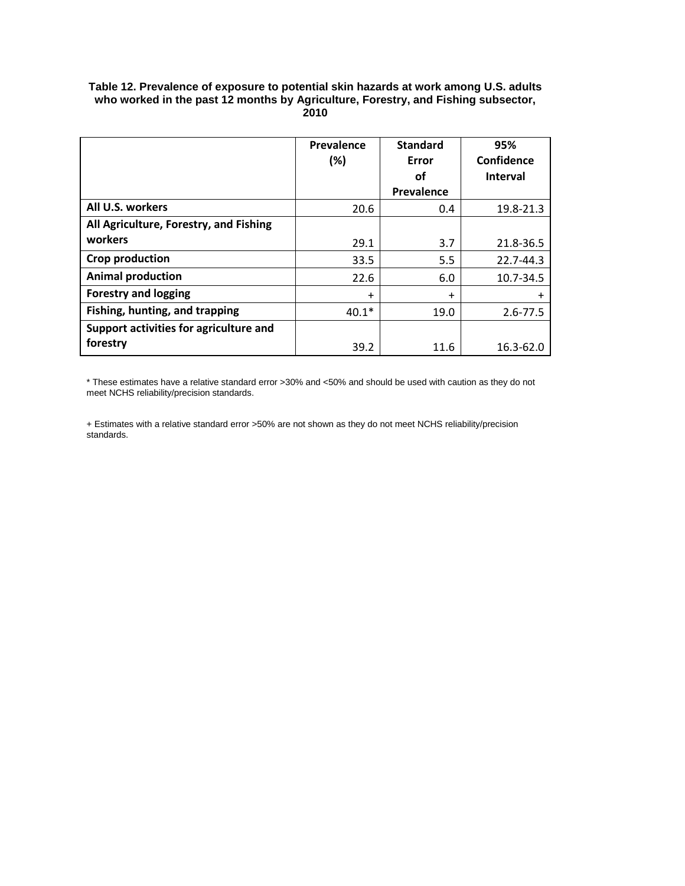**Table 12. Prevalence of exposure to potential skin hazards at work among U.S. adults who worked in the past 12 months by Agriculture, Forestry, and Fishing subsector, 2010**

| | Prevalence (%) | Standard Error of Prevalence | 95% Confidence Interval |
|---|---|---|---|
| **All U.S. workers** | 20.6 | 0.4 | 19.8-21.3 |
| **All Agriculture, Forestry, and Fishing workers** | 29.1 | 3.7 | 21.8-36.5 |
| **Crop production** | 33.5 | 5.5 | 22.7-44.3 |
| **Animal production** | 22.6 | 6.0 | 10.7-34.5 |
| **Forestry and logging** | + | + | + |
| **Fishing, hunting, and trapping** | 40.1* | 19.0 | 2.6-77.5 |
| **Support activities for agriculture and forestry** | 39.2 | 11.6 | 16.3-62.0 |

* These estimates have a relative standard error >30% and <50% and should be used with caution as they do not meet NCHS reliability/precision standards.

+ Estimates with a relative standard error >50% are not shown as they do not meet NCHS reliability/precision standards.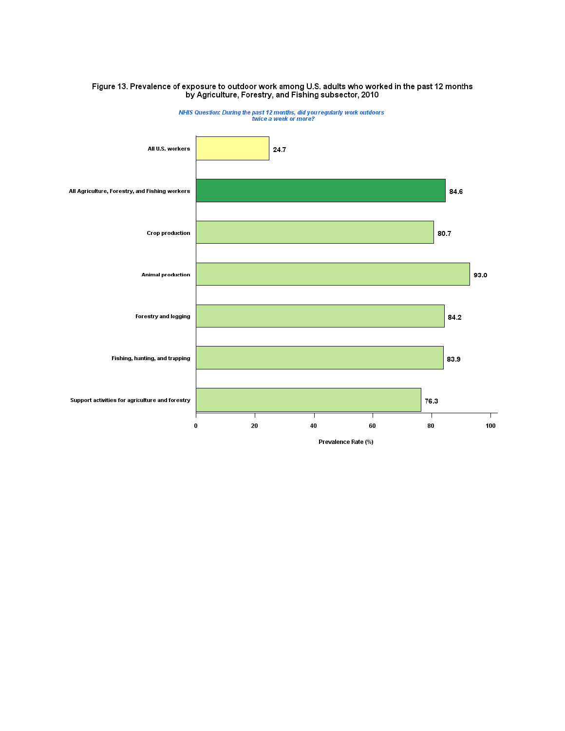Figure 13. Prevalence of exposure to outdoor work among U.S. adults who worked in the past 12 months by Agriculture, Forestry, and Fishing subsector, 2010

*NHIS Question: During the past 12 months, did you regularly work outdoors twice a week or more?*

| Category | Prevalence Rate (%) |
| --- | --- |
| All U.S. workers | 24.7 |
| All Agriculture, Forestry, and Fishing workers | 84.6 |
| Crop production | 80.7 |
| Animal production | 93.0 |
| Forestry and logging | 84.2 |
| Fishing, hunting, and trapping | 83.9 |
| Support activities for agriculture and forestry | 76.3 |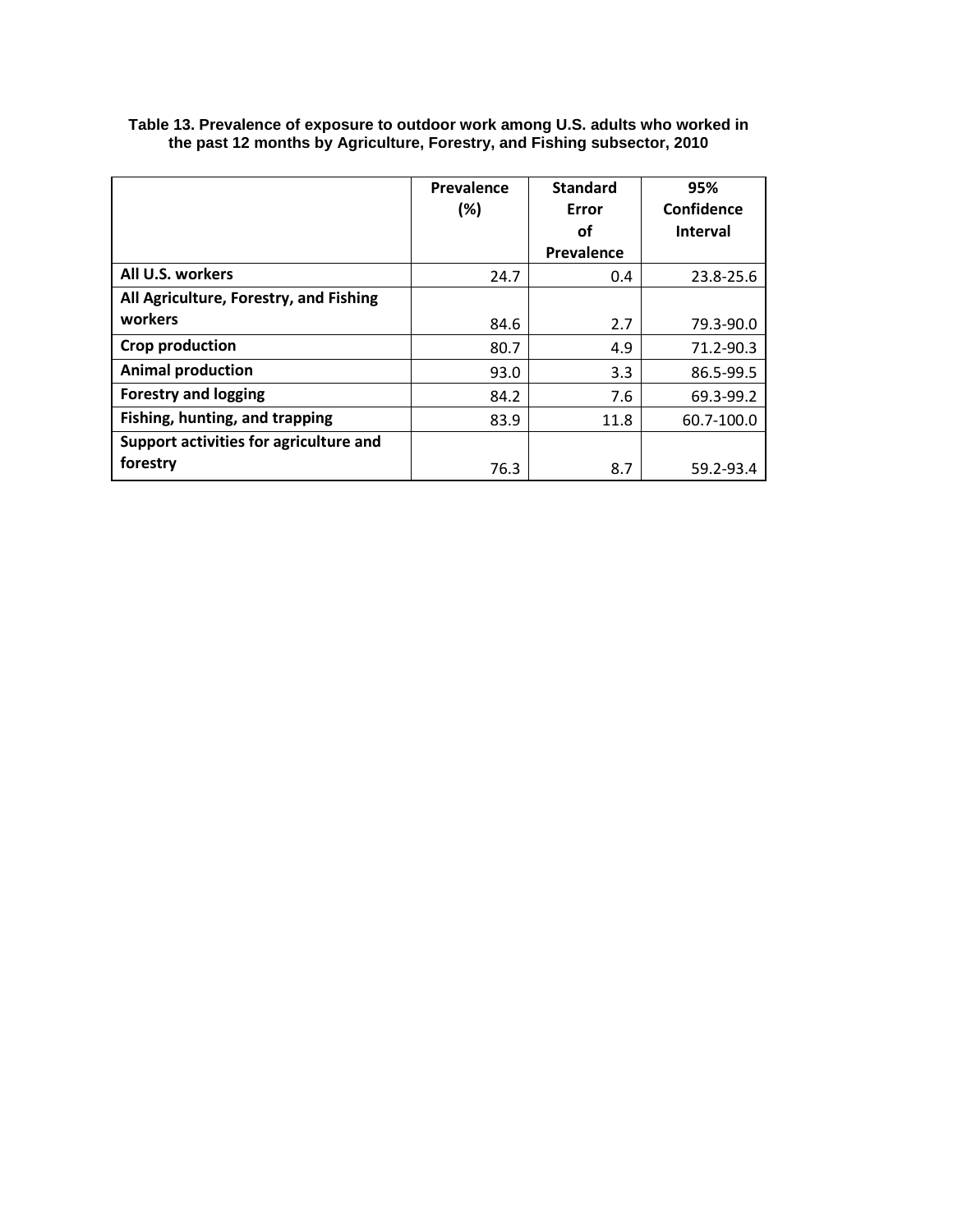**Table 13. Prevalence of exposure to outdoor work among U.S. adults who worked in the past 12 months by Agriculture, Forestry, and Fishing subsector, 2010**

| | Prevalence (%) | Standard Error of Prevalence | 95% Confidence Interval |
|---|---|---|---|
| **All U.S. workers** | 24.7 | 0.4 | 23.8-25.6 |
| **All Agriculture, Forestry, and Fishing workers** | 84.6 | 2.7 | 79.3-90.0 |
| **Crop production** | 80.7 | 4.9 | 71.2-90.3 |
| **Animal production** | 93.0 | 3.3 | 86.5-99.5 |
| **Forestry and logging** | 84.2 | 7.6 | 69.3-99.2 |
| **Fishing, hunting, and trapping** | 83.9 | 11.8 | 60.7-100.0 |
| **Support activities for agriculture and forestry** | 76.3 | 8.7 | 59.2-93.4 |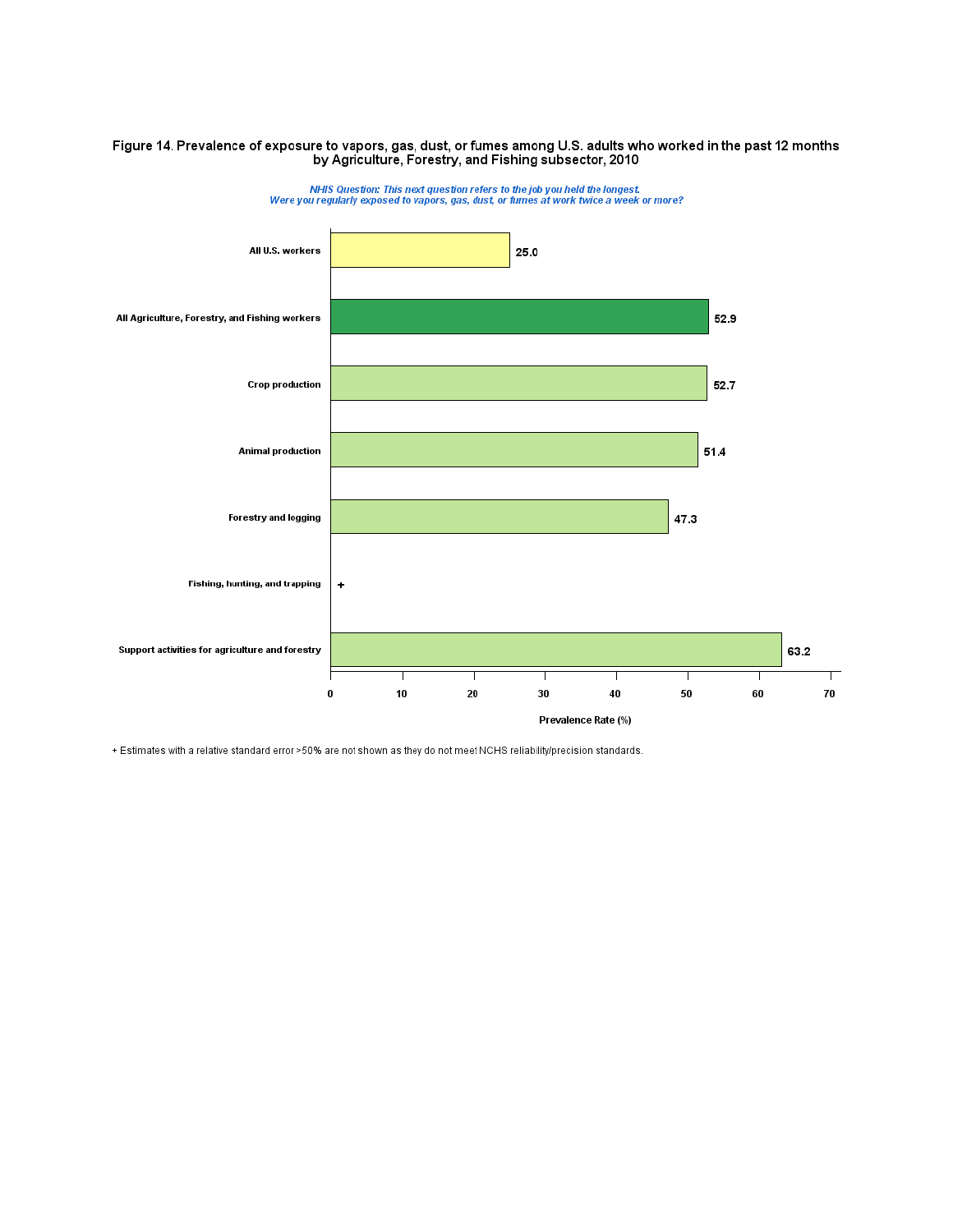**Figure 14. Prevalence of exposure to vapors, gas, dust, or fumes among U.S. adults who worked in the past 12 months by Agriculture, Forestry, and Fishing subsector, 2010**

*NHIS Question: This next question refers to the job you held the longest. Were you regularly exposed to vapors, gas, dust, or fumes at work twice a week or more?*

| Category | Prevalence Rate (%) |
|---|---|
| All U.S. workers | 25.0 |
| All Agriculture, Forestry, and Fishing workers | 52.9 |
| Crop production | 52.7 |
| Animal production | 51.4 |
| Forestry and logging | 47.3 |
| Fishing, hunting, and trapping | + |
| Support activities for agriculture and forestry | 63.2 |

+ Estimates with a relative standard error >50% are not shown as they do not meet NCHS reliability/precision standards.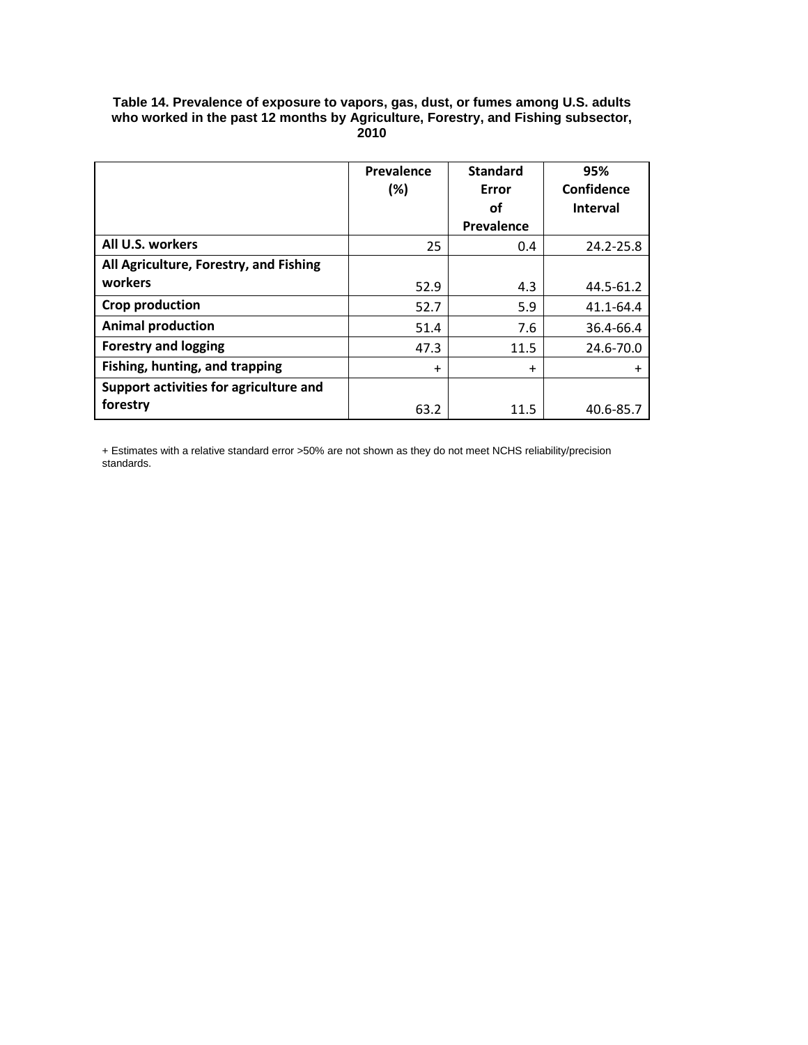**Table 14. Prevalence of exposure to vapors, gas, dust, or fumes among U.S. adults who worked in the past 12 months by Agriculture, Forestry, and Fishing subsector, 2010**

| | Prevalence (%) | Standard Error of Prevalence | 95% Confidence Interval |
|---|---|---|---|
| **All U.S. workers** | 25 | 0.4 | 24.2-25.8 |
| **All Agriculture, Forestry, and Fishing workers** | 52.9 | 4.3 | 44.5-61.2 |
| **Crop production** | 52.7 | 5.9 | 41.1-64.4 |
| **Animal production** | 51.4 | 7.6 | 36.4-66.4 |
| **Forestry and logging** | 47.3 | 11.5 | 24.6-70.0 |
| **Fishing, hunting, and trapping** | + | + | + |
| **Support activities for agriculture and forestry** | 63.2 | 11.5 | 40.6-85.7 |

+ Estimates with a relative standard error >50% are not shown as they do not meet NCHS reliability/precision standards.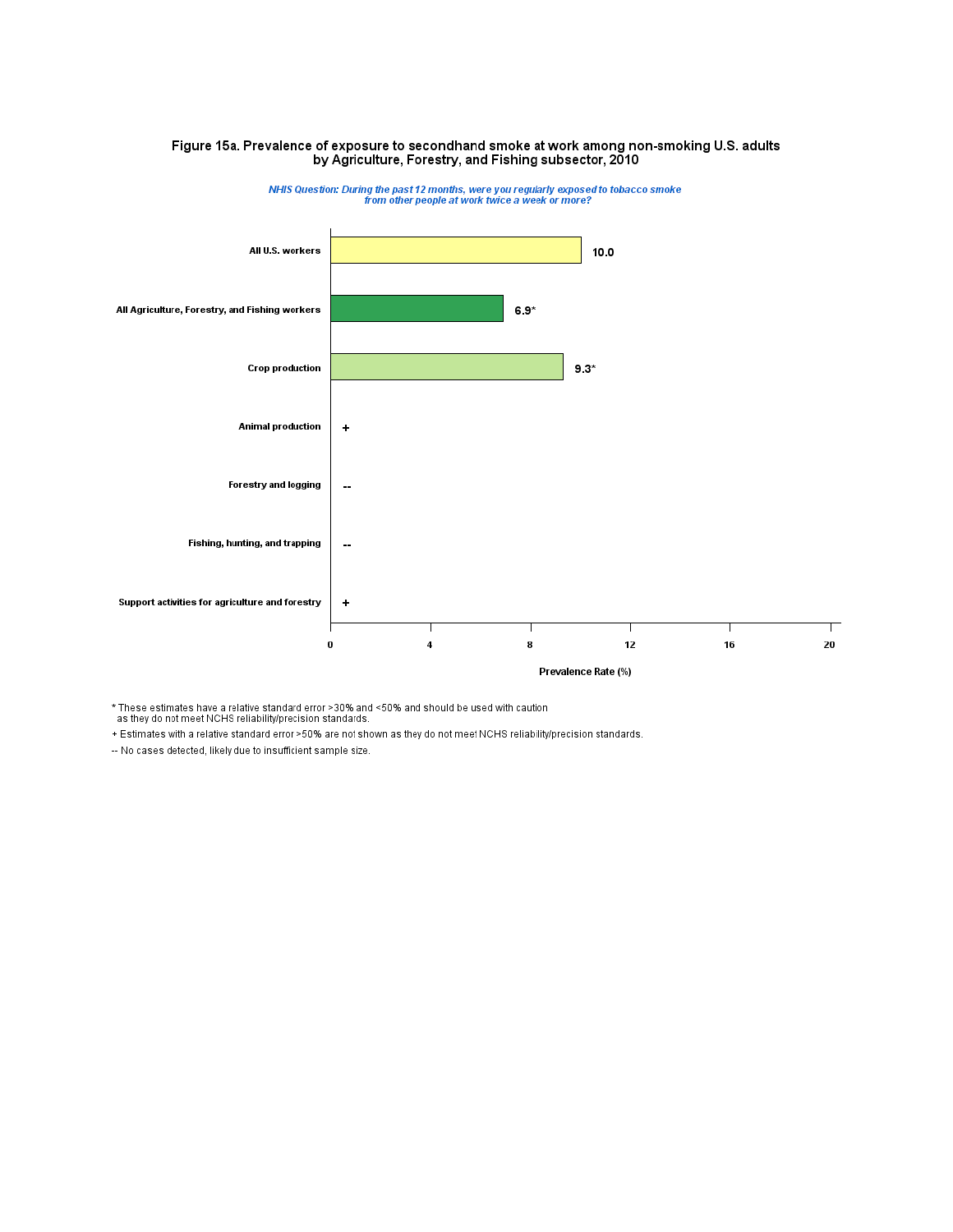# Figure 15a. Prevalence of exposure to secondhand smoke at work among non-smoking U.S. adults by Agriculture, Forestry, and Fishing subsector, 2010

*NHIS Question: During the past 12 months, were you regularly exposed to tobacco smoke from other people at work twice a week or more?*

| Subsector | Prevalence Rate (%) |
|---|---|
| All U.S. workers | 10.0 |
| All Agriculture, Forestry, and Fishing workers | 6.9* |
| Crop production | 9.3* |
| Animal production | + |
| Forestry and logging | -- |
| Fishing, hunting, and trapping | -- |
| Support activities for agriculture and forestry | + |

* These estimates have a relative standard error >30% and <50% and should be used with caution as they do not meet NCHS reliability/precision standards.

+ Estimates with a relative standard error >50% are not shown as they do not meet NCHS reliability/precision standards.

-- No cases detected, likely due to insufficient sample size.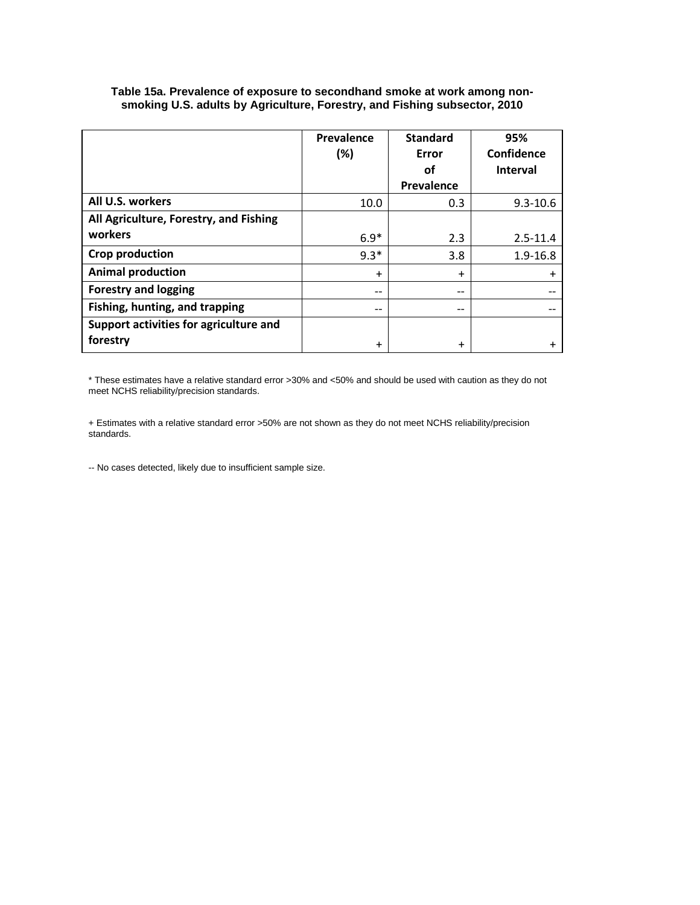**Table 15a. Prevalence of exposure to secondhand smoke at work among non-smoking U.S. adults by Agriculture, Forestry, and Fishing subsector, 2010**

| | Prevalence (%) | Standard Error of Prevalence | 95% Confidence Interval |
|---|---|---|---|
| **All U.S. workers** | 10.0 | 0.3 | 9.3-10.6 |
| **All Agriculture, Forestry, and Fishing workers** | 6.9* | 2.3 | 2.5-11.4 |
| **Crop production** | 9.3* | 3.8 | 1.9-16.8 |
| **Animal production** | + | + | + |
| **Forestry and logging** | -- | -- | -- |
| **Fishing, hunting, and trapping** | -- | -- | -- |
| **Support activities for agriculture and forestry** | + | + | + |

* These estimates have a relative standard error >30% and <50% and should be used with caution as they do not meet NCHS reliability/precision standards.

+ Estimates with a relative standard error >50% are not shown as they do not meet NCHS reliability/precision standards.

-- No cases detected, likely due to insufficient sample size.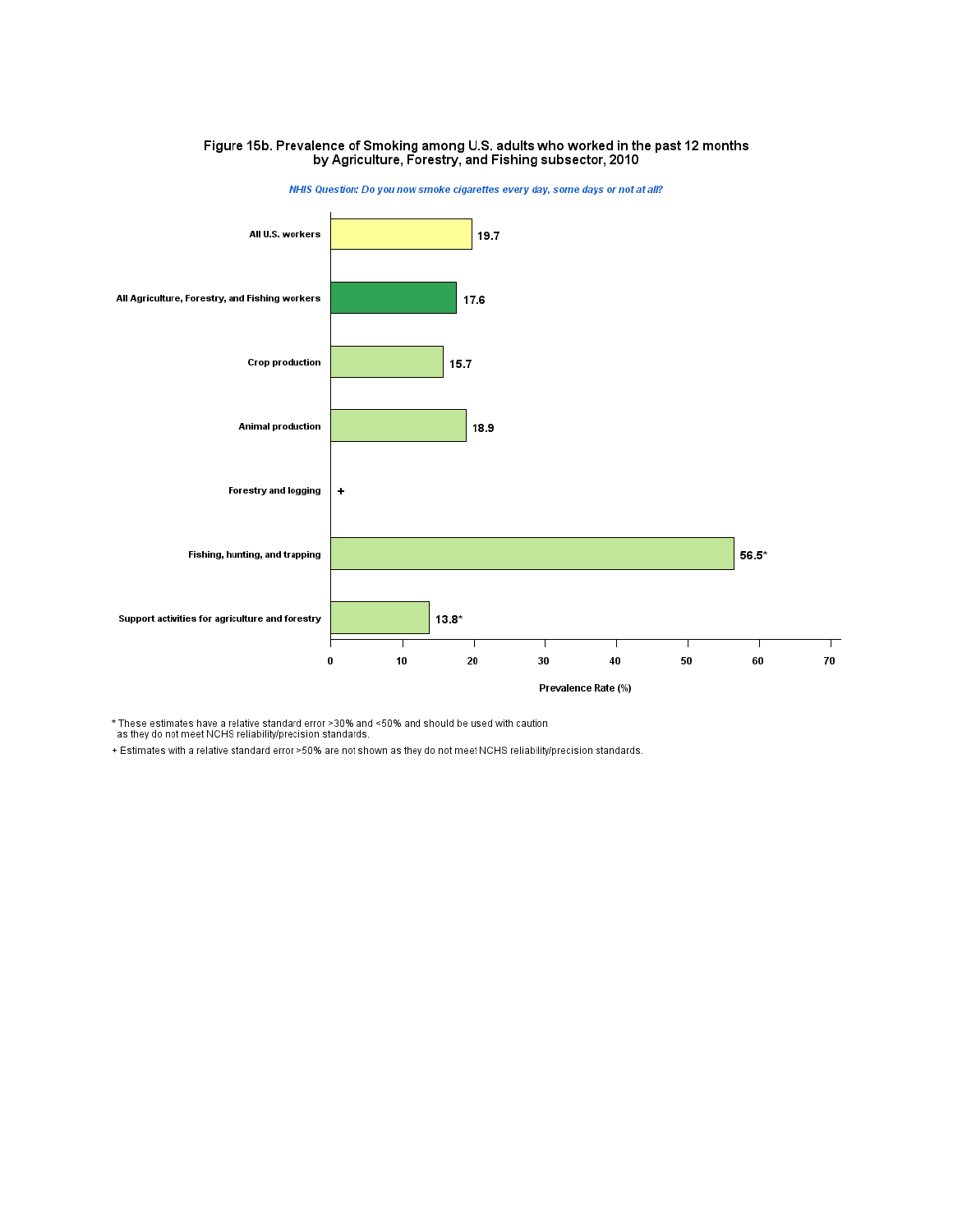# Figure 15b. Prevalence of Smoking among U.S. adults who worked in the past 12 months by Agriculture, Forestry, and Fishing subsector, 2010

*NHIS Question: Do you now smoke cigarettes every day, some days or not at all?*

| Category | Prevalence Rate (%) |
|---|---|
| All U.S. workers | 19.7 |
| All Agriculture, Forestry, and Fishing workers | 17.6 |
| Crop production | 15.7 |
| Animal production | 18.9 |
| Forestry and logging | + |
| Fishing, hunting, and trapping | 56.5* |
| Support activities for agriculture and forestry | 13.8* |

\* These estimates have a relative standard error >30% and <50% and should be used with caution as they do not meet NCHS reliability/precision standards.

+ Estimates with a relative standard error >50% are not shown as they do not meet NCHS reliability/precision standards.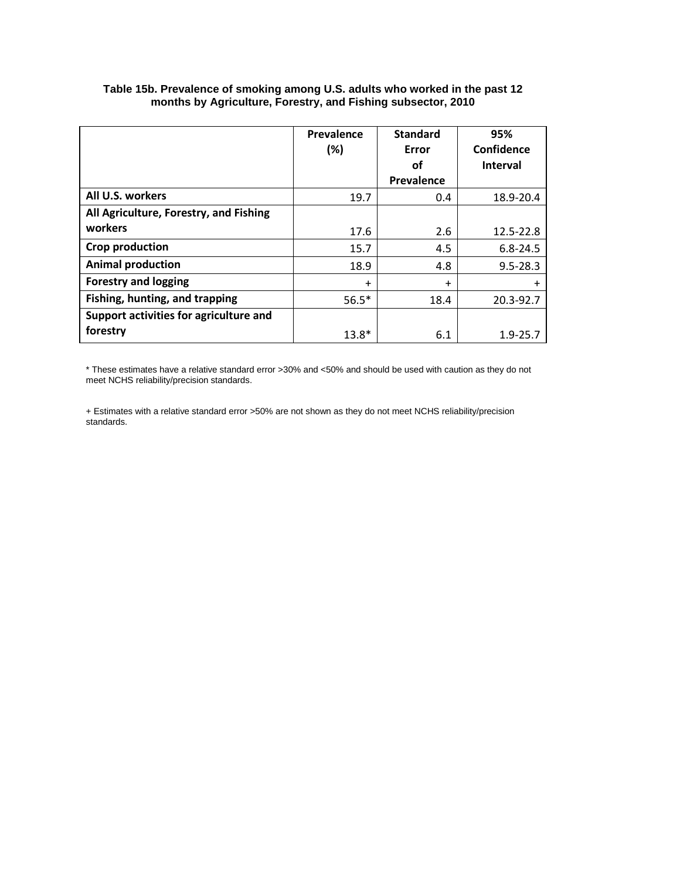**Table 15b. Prevalence of smoking among U.S. adults who worked in the past 12 months by Agriculture, Forestry, and Fishing subsector, 2010**

| | Prevalence (%) | Standard Error of Prevalence | 95% Confidence Interval |
|---|---|---|---|
| **All U.S. workers** | 19.7 | 0.4 | 18.9-20.4 |
| **All Agriculture, Forestry, and Fishing workers** | 17.6 | 2.6 | 12.5-22.8 |
| **Crop production** | 15.7 | 4.5 | 6.8-24.5 |
| **Animal production** | 18.9 | 4.8 | 9.5-28.3 |
| **Forestry and logging** | + | + | + |
| **Fishing, hunting, and trapping** | 56.5* | 18.4 | 20.3-92.7 |
| **Support activities for agriculture and forestry** | 13.8* | 6.1 | 1.9-25.7 |

* These estimates have a relative standard error >30% and <50% and should be used with caution as they do not meet NCHS reliability/precision standards.

+ Estimates with a relative standard error >50% are not shown as they do not meet NCHS reliability/precision standards.